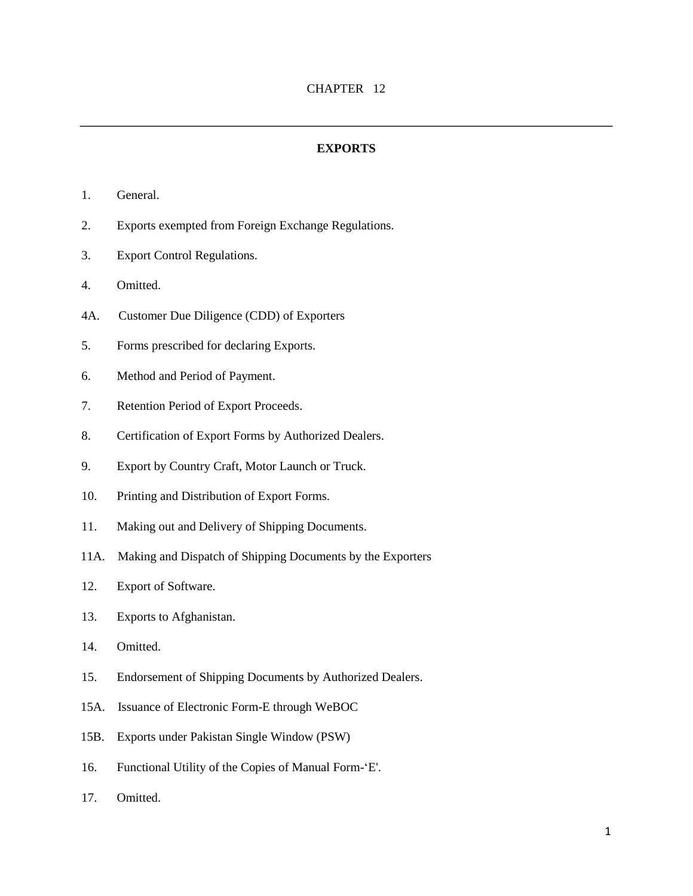# CHAPTER 12

---

## EXPORTS

1. General.
2. Exports exempted from Foreign Exchange Regulations.
3. Export Control Regulations.
4. Omitted.

4A. Customer Due Diligence (CDD) of Exporters

5. Forms prescribed for declaring Exports.
6. Method and Period of Payment.
7. Retention Period of Export Proceeds.
8. Certification of Export Forms by Authorized Dealers.
9. Export by Country Craft, Motor Launch or Truck.
10. Printing and Distribution of Export Forms.
11. Making out and Delivery of Shipping Documents.

11A. Making and Dispatch of Shipping Documents by the Exporters

12. Export of Software.
13. Exports to Afghanistan.
14. Omitted.
15. Endorsement of Shipping Documents by Authorized Dealers.

15A. Issuance of Electronic Form-E through WeBOC

15B. Exports under Pakistan Single Window (PSW)

16. Functional Utility of the Copies of Manual Form-'E'.
17. Omitted.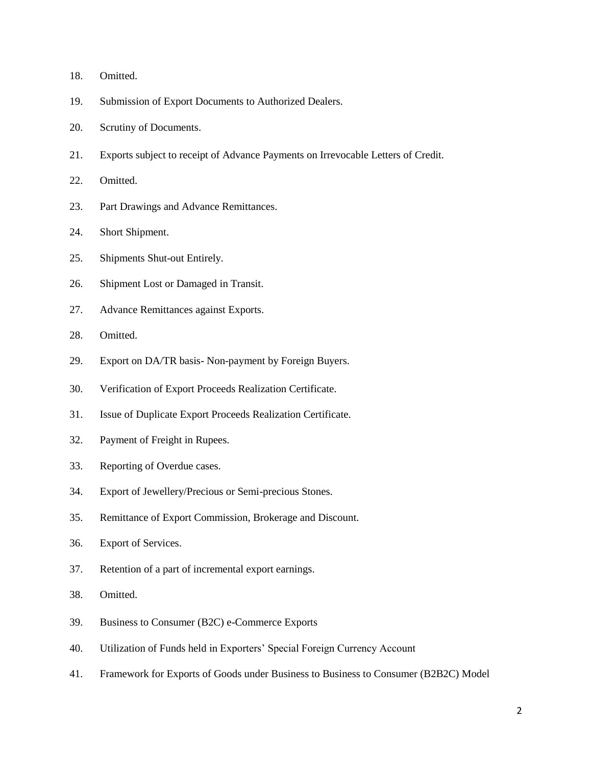18. Omitted.
19. Submission of Export Documents to Authorized Dealers.
20. Scrutiny of Documents.
21. Exports subject to receipt of Advance Payments on Irrevocable Letters of Credit.
22. Omitted.
23. Part Drawings and Advance Remittances.
24. Short Shipment.
25. Shipments Shut-out Entirely.
26. Shipment Lost or Damaged in Transit.
27. Advance Remittances against Exports.
28. Omitted.
29. Export on DA/TR basis- Non-payment by Foreign Buyers.
30. Verification of Export Proceeds Realization Certificate.
31. Issue of Duplicate Export Proceeds Realization Certificate.
32. Payment of Freight in Rupees.
33. Reporting of Overdue cases.
34. Export of Jewellery/Precious or Semi-precious Stones.
35. Remittance of Export Commission, Brokerage and Discount.
36. Export of Services.
37. Retention of a part of incremental export earnings.
38. Omitted.
39. Business to Consumer (B2C) e-Commerce Exports
40. Utilization of Funds held in Exporters' Special Foreign Currency Account
41. Framework for Exports of Goods under Business to Business to Consumer (B2B2C) Model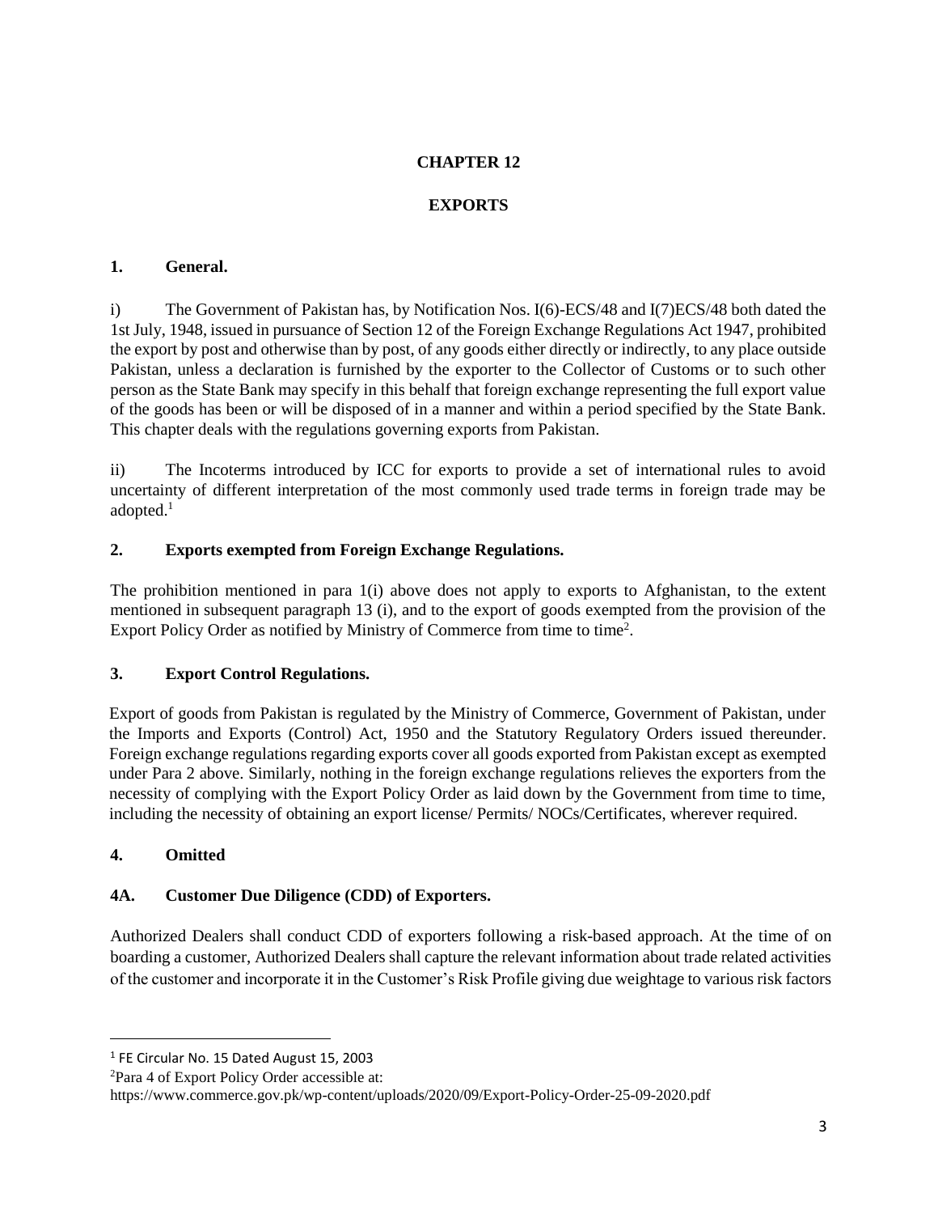# CHAPTER 12

# EXPORTS

## 1. General.

i) The Government of Pakistan has, by Notification Nos. I(6)-ECS/48 and I(7)ECS/48 both dated the 1st July, 1948, issued in pursuance of Section 12 of the Foreign Exchange Regulations Act 1947, prohibited the export by post and otherwise than by post, of any goods either directly or indirectly, to any place outside Pakistan, unless a declaration is furnished by the exporter to the Collector of Customs or to such other person as the State Bank may specify in this behalf that foreign exchange representing the full export value of the goods has been or will be disposed of in a manner and within a period specified by the State Bank. This chapter deals with the regulations governing exports from Pakistan.

ii) The Incoterms introduced by ICC for exports to provide a set of international rules to avoid uncertainty of different interpretation of the most commonly used trade terms in foreign trade may be adopted.[1]

## 2. Exports exempted from Foreign Exchange Regulations.

The prohibition mentioned in para 1(i) above does not apply to exports to Afghanistan, to the extent mentioned in subsequent paragraph 13 (i), and to the export of goods exempted from the provision of the Export Policy Order as notified by Ministry of Commerce from time to time[2].

## 3. Export Control Regulations.

Export of goods from Pakistan is regulated by the Ministry of Commerce, Government of Pakistan, under the Imports and Exports (Control) Act, 1950 and the Statutory Regulatory Orders issued thereunder. Foreign exchange regulations regarding exports cover all goods exported from Pakistan except as exempted under Para 2 above. Similarly, nothing in the foreign exchange regulations relieves the exporters from the necessity of complying with the Export Policy Order as laid down by the Government from time to time, including the necessity of obtaining an export license/ Permits/ NOCs/Certificates, wherever required.

## 4. Omitted

## 4A. Customer Due Diligence (CDD) of Exporters.

Authorized Dealers shall conduct CDD of exporters following a risk-based approach. At the time of on boarding a customer, Authorized Dealers shall capture the relevant information about trade related activities of the customer and incorporate it in the Customer's Risk Profile giving due weightage to various risk factors

---

[1] FE Circular No. 15 Dated August 15, 2003

[2] Para 4 of Export Policy Order accessible at:
https://www.commerce.gov.pk/wp-content/uploads/2020/09/Export-Policy-Order-25-09-2020.pdf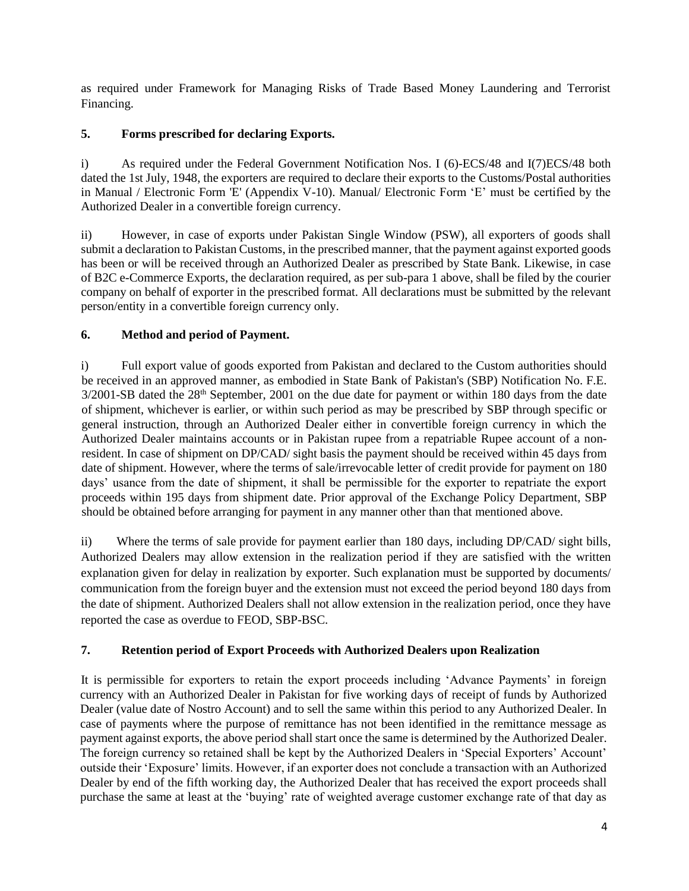as required under Framework for Managing Risks of Trade Based Money Laundering and Terrorist Financing.

### 5. Forms prescribed for declaring Exports.

i) As required under the Federal Government Notification Nos. I (6)-ECS/48 and I(7)ECS/48 both dated the 1st July, 1948, the exporters are required to declare their exports to the Customs/Postal authorities in Manual / Electronic Form 'E' (Appendix V-10). Manual/ Electronic Form 'E' must be certified by the Authorized Dealer in a convertible foreign currency.

ii) However, in case of exports under Pakistan Single Window (PSW), all exporters of goods shall submit a declaration to Pakistan Customs, in the prescribed manner, that the payment against exported goods has been or will be received through an Authorized Dealer as prescribed by State Bank. Likewise, in case of B2C e-Commerce Exports, the declaration required, as per sub-para 1 above, shall be filed by the courier company on behalf of exporter in the prescribed format. All declarations must be submitted by the relevant person/entity in a convertible foreign currency only.

### 6. Method and period of Payment.

i) Full export value of goods exported from Pakistan and declared to the Custom authorities should be received in an approved manner, as embodied in State Bank of Pakistan's (SBP) Notification No. F.E. 3/2001-SB dated the 28th September, 2001 on the due date for payment or within 180 days from the date of shipment, whichever is earlier, or within such period as may be prescribed by SBP through specific or general instruction, through an Authorized Dealer either in convertible foreign currency in which the Authorized Dealer maintains accounts or in Pakistan rupee from a repatriable Rupee account of a non-resident. In case of shipment on DP/CAD/ sight basis the payment should be received within 45 days from date of shipment. However, where the terms of sale/irrevocable letter of credit provide for payment on 180 days' usance from the date of shipment, it shall be permissible for the exporter to repatriate the export proceeds within 195 days from shipment date. Prior approval of the Exchange Policy Department, SBP should be obtained before arranging for payment in any manner other than that mentioned above.

ii) Where the terms of sale provide for payment earlier than 180 days, including DP/CAD/ sight bills, Authorized Dealers may allow extension in the realization period if they are satisfied with the written explanation given for delay in realization by exporter. Such explanation must be supported by documents/ communication from the foreign buyer and the extension must not exceed the period beyond 180 days from the date of shipment. Authorized Dealers shall not allow extension in the realization period, once they have reported the case as overdue to FEOD, SBP-BSC.

### 7. Retention period of Export Proceeds with Authorized Dealers upon Realization

It is permissible for exporters to retain the export proceeds including 'Advance Payments' in foreign currency with an Authorized Dealer in Pakistan for five working days of receipt of funds by Authorized Dealer (value date of Nostro Account) and to sell the same within this period to any Authorized Dealer. In case of payments where the purpose of remittance has not been identified in the remittance message as payment against exports, the above period shall start once the same is determined by the Authorized Dealer. The foreign currency so retained shall be kept by the Authorized Dealers in 'Special Exporters' Account' outside their 'Exposure' limits. However, if an exporter does not conclude a transaction with an Authorized Dealer by end of the fifth working day, the Authorized Dealer that has received the export proceeds shall purchase the same at least at the 'buying' rate of weighted average customer exchange rate of that day as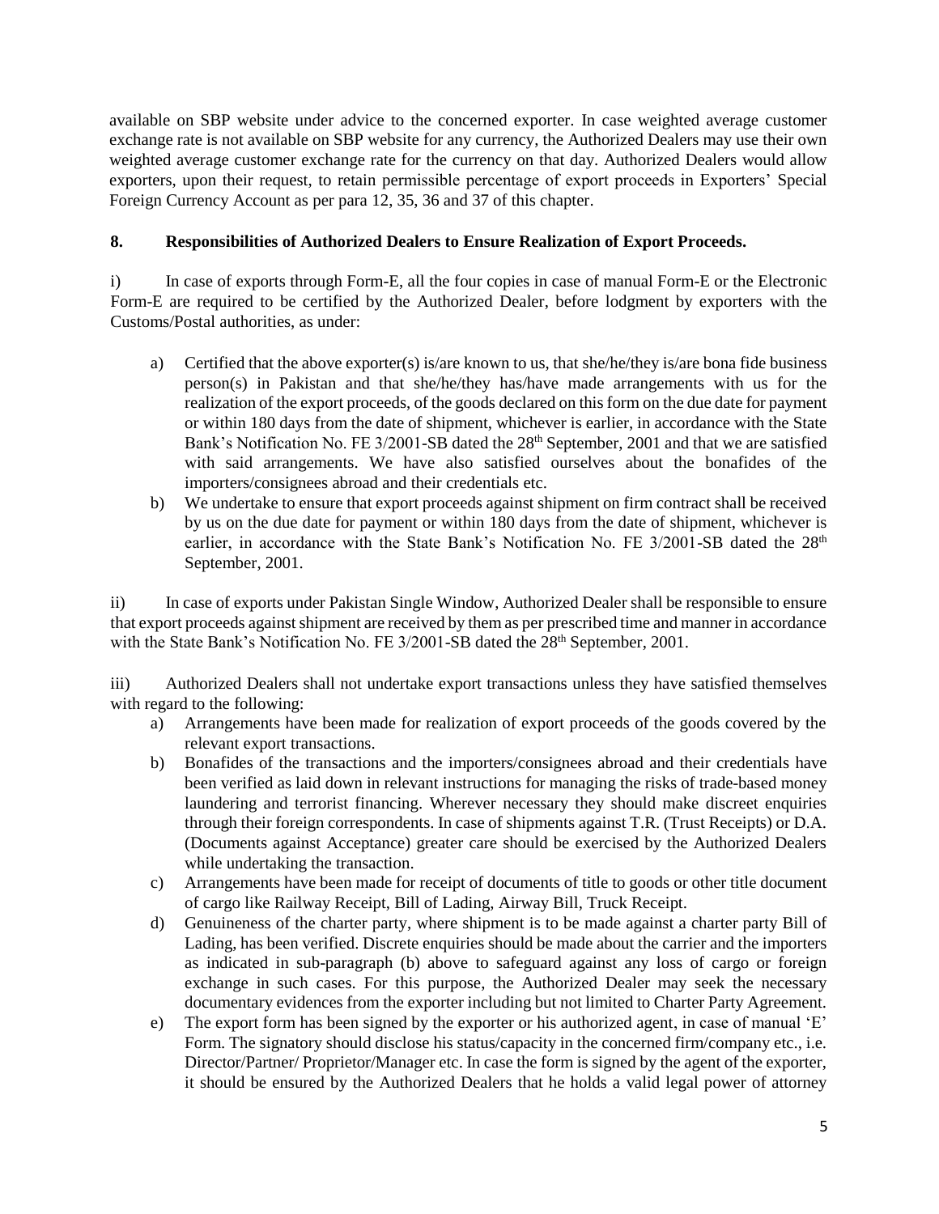available on SBP website under advice to the concerned exporter. In case weighted average customer exchange rate is not available on SBP website for any currency, the Authorized Dealers may use their own weighted average customer exchange rate for the currency on that day. Authorized Dealers would allow exporters, upon their request, to retain permissible percentage of export proceeds in Exporters' Special Foreign Currency Account as per para 12, 35, 36 and 37 of this chapter.

**8. Responsibilities of Authorized Dealers to Ensure Realization of Export Proceeds.**

i) In case of exports through Form-E, all the four copies in case of manual Form-E or the Electronic Form-E are required to be certified by the Authorized Dealer, before lodgment by exporters with the Customs/Postal authorities, as under:

a) Certified that the above exporter(s) is/are known to us, that she/he/they is/are bona fide business person(s) in Pakistan and that she/he/they has/have made arrangements with us for the realization of the export proceeds, of the goods declared on this form on the due date for payment or within 180 days from the date of shipment, whichever is earlier, in accordance with the State Bank's Notification No. FE 3/2001-SB dated the 28th September, 2001 and that we are satisfied with said arrangements. We have also satisfied ourselves about the bonafides of the importers/consignees abroad and their credentials etc.

b) We undertake to ensure that export proceeds against shipment on firm contract shall be received by us on the due date for payment or within 180 days from the date of shipment, whichever is earlier, in accordance with the State Bank's Notification No. FE 3/2001-SB dated the 28th September, 2001.

ii) In case of exports under Pakistan Single Window, Authorized Dealer shall be responsible to ensure that export proceeds against shipment are received by them as per prescribed time and manner in accordance with the State Bank's Notification No. FE 3/2001-SB dated the 28th September, 2001.

iii) Authorized Dealers shall not undertake export transactions unless they have satisfied themselves with regard to the following:

a) Arrangements have been made for realization of export proceeds of the goods covered by the relevant export transactions.

b) Bonafides of the transactions and the importers/consignees abroad and their credentials have been verified as laid down in relevant instructions for managing the risks of trade-based money laundering and terrorist financing. Wherever necessary they should make discreet enquiries through their foreign correspondents. In case of shipments against T.R. (Trust Receipts) or D.A. (Documents against Acceptance) greater care should be exercised by the Authorized Dealers while undertaking the transaction.

c) Arrangements have been made for receipt of documents of title to goods or other title document of cargo like Railway Receipt, Bill of Lading, Airway Bill, Truck Receipt.

d) Genuineness of the charter party, where shipment is to be made against a charter party Bill of Lading, has been verified. Discrete enquiries should be made about the carrier and the importers as indicated in sub-paragraph (b) above to safeguard against any loss of cargo or foreign exchange in such cases. For this purpose, the Authorized Dealer may seek the necessary documentary evidences from the exporter including but not limited to Charter Party Agreement.

e) The export form has been signed by the exporter or his authorized agent, in case of manual 'E' Form. The signatory should disclose his status/capacity in the concerned firm/company etc., i.e. Director/Partner/ Proprietor/Manager etc. In case the form is signed by the agent of the exporter, it should be ensured by the Authorized Dealers that he holds a valid legal power of attorney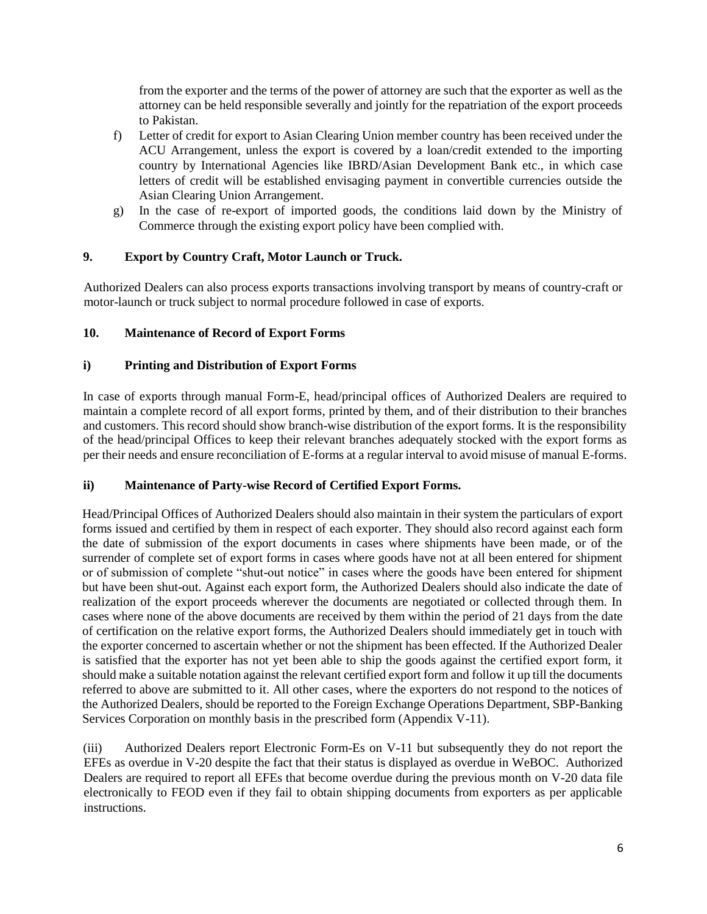from the exporter and the terms of the power of attorney are such that the exporter as well as the attorney can be held responsible severally and jointly for the repatriation of the export proceeds to Pakistan.

f) Letter of credit for export to Asian Clearing Union member country has been received under the ACU Arrangement, unless the export is covered by a loan/credit extended to the importing country by International Agencies like IBRD/Asian Development Bank etc., in which case letters of credit will be established envisaging payment in convertible currencies outside the Asian Clearing Union Arrangement.

g) In the case of re-export of imported goods, the conditions laid down by the Ministry of Commerce through the existing export policy have been complied with.

## 9. Export by Country Craft, Motor Launch or Truck.

Authorized Dealers can also process exports transactions involving transport by means of country-craft or motor-launch or truck subject to normal procedure followed in case of exports.

## 10. Maintenance of Record of Export Forms

### i) Printing and Distribution of Export Forms

In case of exports through manual Form-E, head/principal offices of Authorized Dealers are required to maintain a complete record of all export forms, printed by them, and of their distribution to their branches and customers. This record should show branch-wise distribution of the export forms. It is the responsibility of the head/principal Offices to keep their relevant branches adequately stocked with the export forms as per their needs and ensure reconciliation of E-forms at a regular interval to avoid misuse of manual E-forms.

### ii) Maintenance of Party-wise Record of Certified Export Forms.

Head/Principal Offices of Authorized Dealers should also maintain in their system the particulars of export forms issued and certified by them in respect of each exporter. They should also record against each form the date of submission of the export documents in cases where shipments have been made, or of the surrender of complete set of export forms in cases where goods have not at all been entered for shipment or of submission of complete "shut-out notice" in cases where the goods have been entered for shipment but have been shut-out. Against each export form, the Authorized Dealers should also indicate the date of realization of the export proceeds wherever the documents are negotiated or collected through them. In cases where none of the above documents are received by them within the period of 21 days from the date of certification on the relative export forms, the Authorized Dealers should immediately get in touch with the exporter concerned to ascertain whether or not the shipment has been effected. If the Authorized Dealer is satisfied that the exporter has not yet been able to ship the goods against the certified export form, it should make a suitable notation against the relevant certified export form and follow it up till the documents referred to above are submitted to it. All other cases, where the exporters do not respond to the notices of the Authorized Dealers, should be reported to the Foreign Exchange Operations Department, SBP-Banking Services Corporation on monthly basis in the prescribed form (Appendix V-11).

(iii) Authorized Dealers report Electronic Form-Es on V-11 but subsequently they do not report the EFEs as overdue in V-20 despite the fact that their status is displayed as overdue in WeBOC. Authorized Dealers are required to report all EFEs that become overdue during the previous month on V-20 data file electronically to FEOD even if they fail to obtain shipping documents from exporters as per applicable instructions.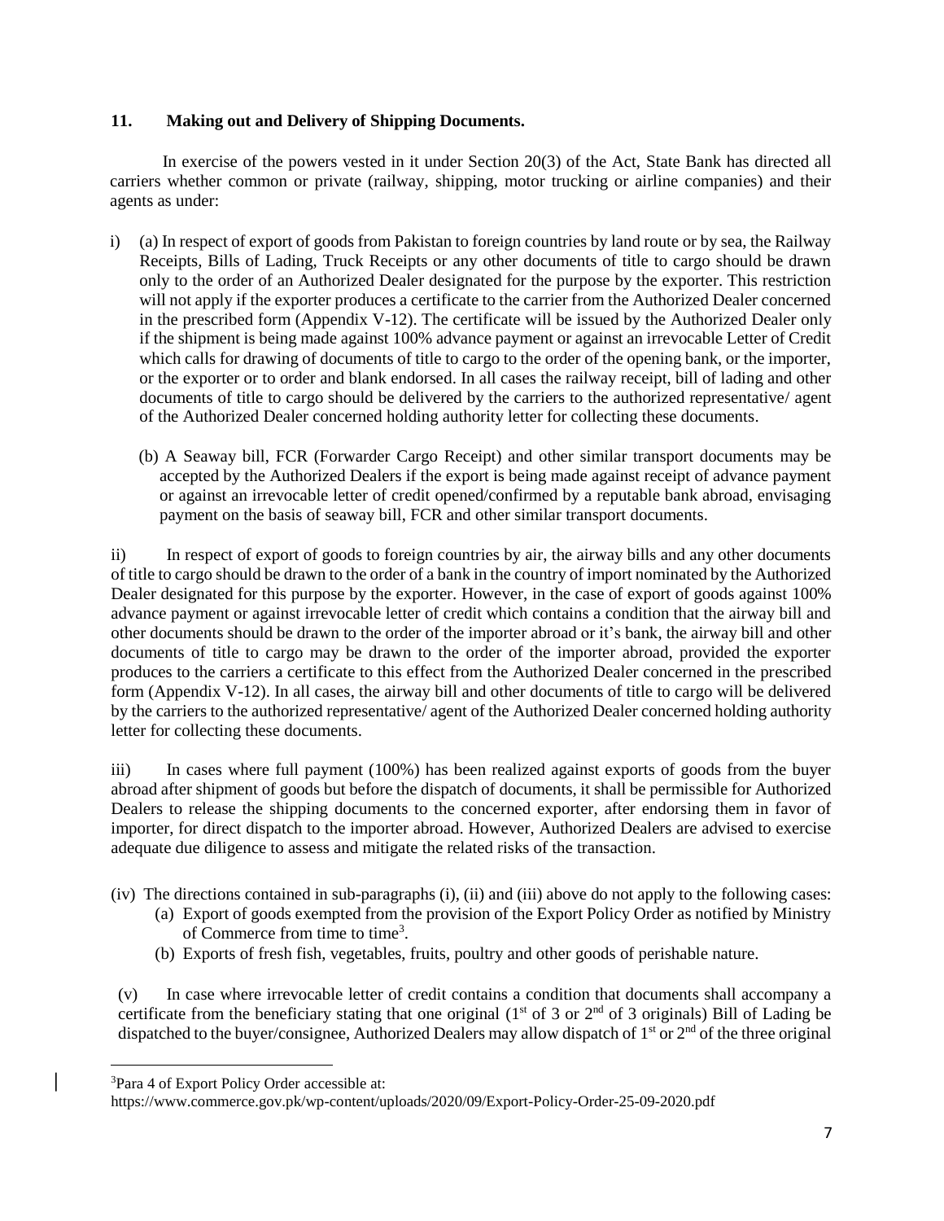## 11. Making out and Delivery of Shipping Documents.

In exercise of the powers vested in it under Section 20(3) of the Act, State Bank has directed all carriers whether common or private (railway, shipping, motor trucking or airline companies) and their agents as under:

i) (a) In respect of export of goods from Pakistan to foreign countries by land route or by sea, the Railway Receipts, Bills of Lading, Truck Receipts or any other documents of title to cargo should be drawn only to the order of an Authorized Dealer designated for the purpose by the exporter. This restriction will not apply if the exporter produces a certificate to the carrier from the Authorized Dealer concerned in the prescribed form (Appendix V-12). The certificate will be issued by the Authorized Dealer only if the shipment is being made against 100% advance payment or against an irrevocable Letter of Credit which calls for drawing of documents of title to cargo to the order of the opening bank, or the importer, or the exporter or to order and blank endorsed. In all cases the railway receipt, bill of lading and other documents of title to cargo should be delivered by the carriers to the authorized representative/ agent of the Authorized Dealer concerned holding authority letter for collecting these documents.

(b) A Seaway bill, FCR (Forwarder Cargo Receipt) and other similar transport documents may be accepted by the Authorized Dealers if the export is being made against receipt of advance payment or against an irrevocable letter of credit opened/confirmed by a reputable bank abroad, envisaging payment on the basis of seaway bill, FCR and other similar transport documents.

ii) In respect of export of goods to foreign countries by air, the airway bills and any other documents of title to cargo should be drawn to the order of a bank in the country of import nominated by the Authorized Dealer designated for this purpose by the exporter. However, in the case of export of goods against 100% advance payment or against irrevocable letter of credit which contains a condition that the airway bill and other documents should be drawn to the order of the importer abroad or it's bank, the airway bill and other documents of title to cargo may be drawn to the order of the importer abroad, provided the exporter produces to the carriers a certificate to this effect from the Authorized Dealer concerned in the prescribed form (Appendix V-12). In all cases, the airway bill and other documents of title to cargo will be delivered by the carriers to the authorized representative/ agent of the Authorized Dealer concerned holding authority letter for collecting these documents.

iii) In cases where full payment (100%) has been realized against exports of goods from the buyer abroad after shipment of goods but before the dispatch of documents, it shall be permissible for Authorized Dealers to release the shipping documents to the concerned exporter, after endorsing them in favor of importer, for direct dispatch to the importer abroad. However, Authorized Dealers are advised to exercise adequate due diligence to assess and mitigate the related risks of the transaction.

(iv) The directions contained in sub-paragraphs (i), (ii) and (iii) above do not apply to the following cases:

(a) Export of goods exempted from the provision of the Export Policy Order as notified by Ministry of Commerce from time to time[3].

(b) Exports of fresh fish, vegetables, fruits, poultry and other goods of perishable nature.

(v) In case where irrevocable letter of credit contains a condition that documents shall accompany a certificate from the beneficiary stating that one original (1st of 3 or 2nd of 3 originals) Bill of Lading be dispatched to the buyer/consignee, Authorized Dealers may allow dispatch of 1st or 2nd of the three original

---

[3] Para 4 of Export Policy Order accessible at:
https://www.commerce.gov.pk/wp-content/uploads/2020/09/Export-Policy-Order-25-09-2020.pdf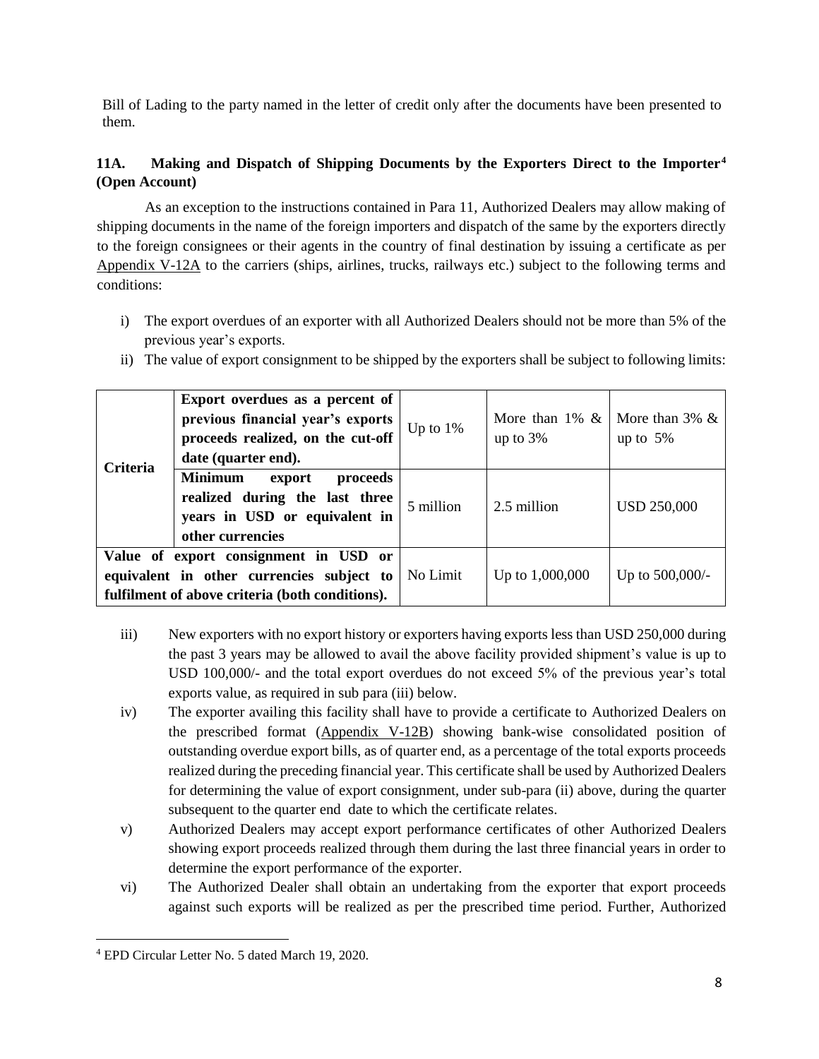Bill of Lading to the party named in the letter of credit only after the documents have been presented to them.

### 11A. Making and Dispatch of Shipping Documents by the Exporters Direct to the Importer[4] (Open Account)

As an exception to the instructions contained in Para 11, Authorized Dealers may allow making of shipping documents in the name of the foreign importers and dispatch of the same by the exporters directly to the foreign consignees or their agents in the country of final destination by issuing a certificate as per Appendix V-12A to the carriers (ships, airlines, trucks, railways etc.) subject to the following terms and conditions:

i) The export overdues of an exporter with all Authorized Dealers should not be more than 5% of the previous year's exports.

ii) The value of export consignment to be shipped by the exporters shall be subject to following limits:

| **Criteria** | | | | |
|---|---|---|---|---|
| **Criteria** | **Export overdues as a percent of previous financial year's exports proceeds realized, on the cut-off date (quarter end).** | Up to 1% | More than 1% & up to 3% | More than 3% & up to 5% |
| | **Minimum export proceeds realized during the last three years in USD or equivalent in other currencies** | 5 million | 2.5 million | USD 250,000 |
| **Value of export consignment in USD or equivalent in other currencies subject to fulfilment of above criteria (both conditions).** | | No Limit | Up to 1,000,000 | Up to 500,000/- |

iii) New exporters with no export history or exporters having exports less than USD 250,000 during the past 3 years may be allowed to avail the above facility provided shipment's value is up to USD 100,000/- and the total export overdues do not exceed 5% of the previous year's total exports value, as required in sub para (iii) below.

iv) The exporter availing this facility shall have to provide a certificate to Authorized Dealers on the prescribed format (Appendix V-12B) showing bank-wise consolidated position of outstanding overdue export bills, as of quarter end, as a percentage of the total exports proceeds realized during the preceding financial year. This certificate shall be used by Authorized Dealers for determining the value of export consignment, under sub-para (ii) above, during the quarter subsequent to the quarter end date to which the certificate relates.

v) Authorized Dealers may accept export performance certificates of other Authorized Dealers showing export proceeds realized through them during the last three financial years in order to determine the export performance of the exporter.

vi) The Authorized Dealer shall obtain an undertaking from the exporter that export proceeds against such exports will be realized as per the prescribed time period. Further, Authorized

[4] EPD Circular Letter No. 5 dated March 19, 2020.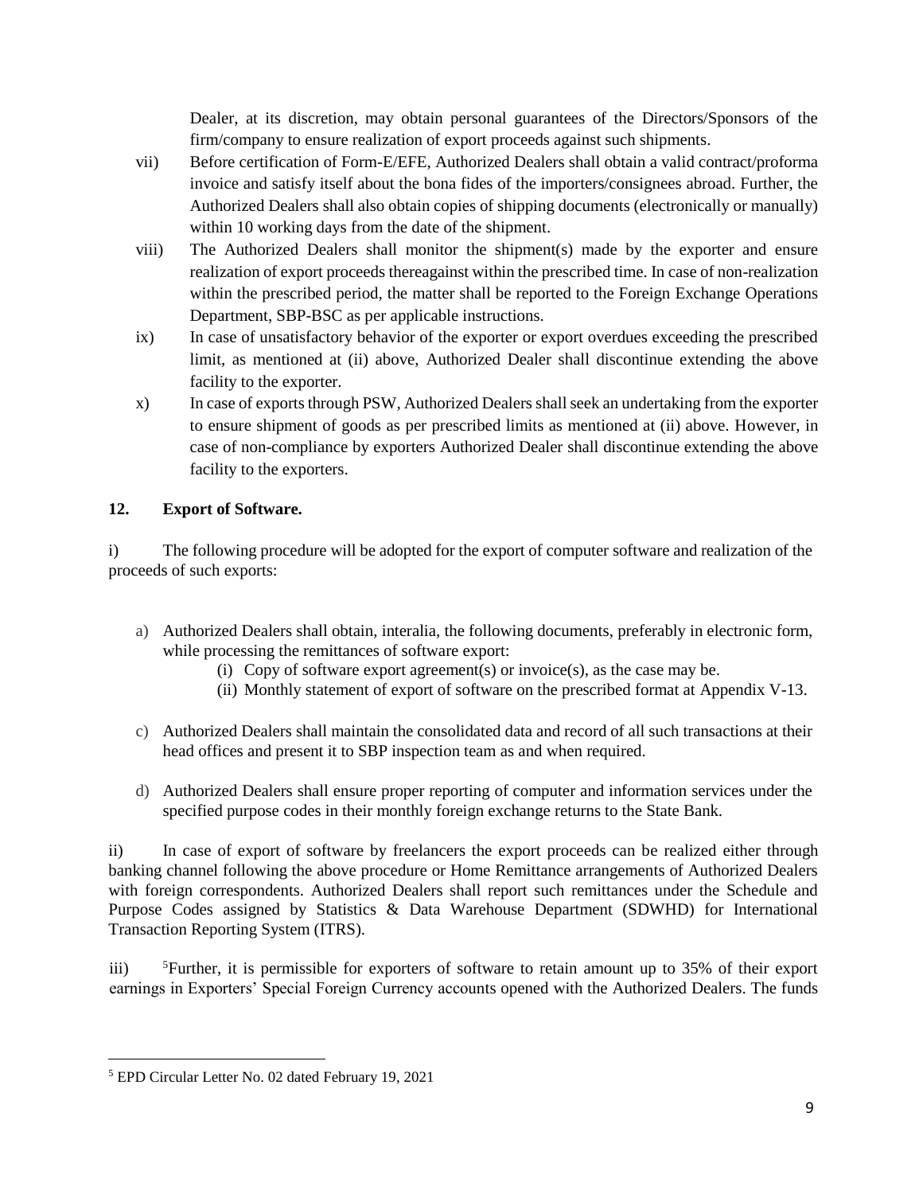Dealer, at its discretion, may obtain personal guarantees of the Directors/Sponsors of the firm/company to ensure realization of export proceeds against such shipments.

vii) Before certification of Form-E/EFE, Authorized Dealers shall obtain a valid contract/proforma invoice and satisfy itself about the bona fides of the importers/consignees abroad. Further, the Authorized Dealers shall also obtain copies of shipping documents (electronically or manually) within 10 working days from the date of the shipment.

viii) The Authorized Dealers shall monitor the shipment(s) made by the exporter and ensure realization of export proceeds thereagainst within the prescribed time. In case of non-realization within the prescribed period, the matter shall be reported to the Foreign Exchange Operations Department, SBP-BSC as per applicable instructions.

ix) In case of unsatisfactory behavior of the exporter or export overdues exceeding the prescribed limit, as mentioned at (ii) above, Authorized Dealer shall discontinue extending the above facility to the exporter.

x) In case of exports through PSW, Authorized Dealers shall seek an undertaking from the exporter to ensure shipment of goods as per prescribed limits as mentioned at (ii) above. However, in case of non-compliance by exporters Authorized Dealer shall discontinue extending the above facility to the exporters.

**12. Export of Software.**

i) The following procedure will be adopted for the export of computer software and realization of the proceeds of such exports:

a) Authorized Dealers shall obtain, interalia, the following documents, preferably in electronic form, while processing the remittances of software export:
   (i) Copy of software export agreement(s) or invoice(s), as the case may be.
   (ii) Monthly statement of export of software on the prescribed format at Appendix V-13.

c) Authorized Dealers shall maintain the consolidated data and record of all such transactions at their head offices and present it to SBP inspection team as and when required.

d) Authorized Dealers shall ensure proper reporting of computer and information services under the specified purpose codes in their monthly foreign exchange returns to the State Bank.

ii) In case of export of software by freelancers the export proceeds can be realized either through banking channel following the above procedure or Home Remittance arrangements of Authorized Dealers with foreign correspondents. Authorized Dealers shall report such remittances under the Schedule and Purpose Codes assigned by Statistics & Data Warehouse Department (SDWHD) for International Transaction Reporting System (ITRS).

iii) [5]Further, it is permissible for exporters of software to retain amount up to 35% of their export earnings in Exporters' Special Foreign Currency accounts opened with the Authorized Dealers. The funds

[5] EPD Circular Letter No. 02 dated February 19, 2021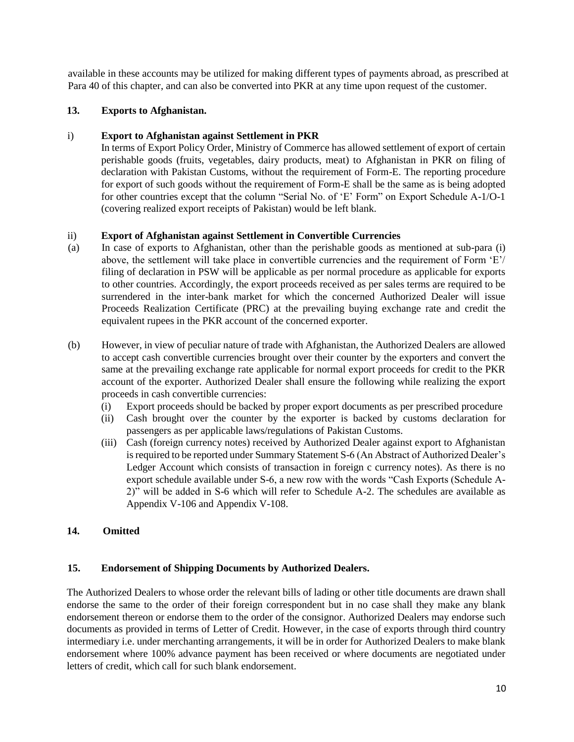available in these accounts may be utilized for making different types of payments abroad, as prescribed at Para 40 of this chapter, and can also be converted into PKR at any time upon request of the customer.

**13. Exports to Afghanistan.**

i) **Export to Afghanistan against Settlement in PKR**

In terms of Export Policy Order, Ministry of Commerce has allowed settlement of export of certain perishable goods (fruits, vegetables, dairy products, meat) to Afghanistan in PKR on filing of declaration with Pakistan Customs, without the requirement of Form-E. The reporting procedure for export of such goods without the requirement of Form-E shall be the same as is being adopted for other countries except that the column "Serial No. of 'E' Form" on Export Schedule A-1/O-1 (covering realized export receipts of Pakistan) would be left blank.

ii) **Export of Afghanistan against Settlement in Convertible Currencies**

(a) In case of exports to Afghanistan, other than the perishable goods as mentioned at sub-para (i) above, the settlement will take place in convertible currencies and the requirement of Form 'E'/ filing of declaration in PSW will be applicable as per normal procedure as applicable for exports to other countries. Accordingly, the export proceeds received as per sales terms are required to be surrendered in the inter-bank market for which the concerned Authorized Dealer will issue Proceeds Realization Certificate (PRC) at the prevailing buying exchange rate and credit the equivalent rupees in the PKR account of the concerned exporter.

(b) However, in view of peculiar nature of trade with Afghanistan, the Authorized Dealers are allowed to accept cash convertible currencies brought over their counter by the exporters and convert the same at the prevailing exchange rate applicable for normal export proceeds for credit to the PKR account of the exporter. Authorized Dealer shall ensure the following while realizing the export proceeds in cash convertible currencies:

(i) Export proceeds should be backed by proper export documents as per prescribed procedure

(ii) Cash brought over the counter by the exporter is backed by customs declaration for passengers as per applicable laws/regulations of Pakistan Customs.

(iii) Cash (foreign currency notes) received by Authorized Dealer against export to Afghanistan is required to be reported under Summary Statement S-6 (An Abstract of Authorized Dealer's Ledger Account which consists of transaction in foreign c currency notes). As there is no export schedule available under S-6, a new row with the words "Cash Exports (Schedule A-2)" will be added in S-6 which will refer to Schedule A-2. The schedules are available as Appendix V-106 and Appendix V-108.

**14. Omitted**

**15. Endorsement of Shipping Documents by Authorized Dealers.**

The Authorized Dealers to whose order the relevant bills of lading or other title documents are drawn shall endorse the same to the order of their foreign correspondent but in no case shall they make any blank endorsement thereon or endorse them to the order of the consignor. Authorized Dealers may endorse such documents as provided in terms of Letter of Credit. However, in the case of exports through third country intermediary i.e. under merchanting arrangements, it will be in order for Authorized Dealers to make blank endorsement where 100% advance payment has been received or where documents are negotiated under letters of credit, which call for such blank endorsement.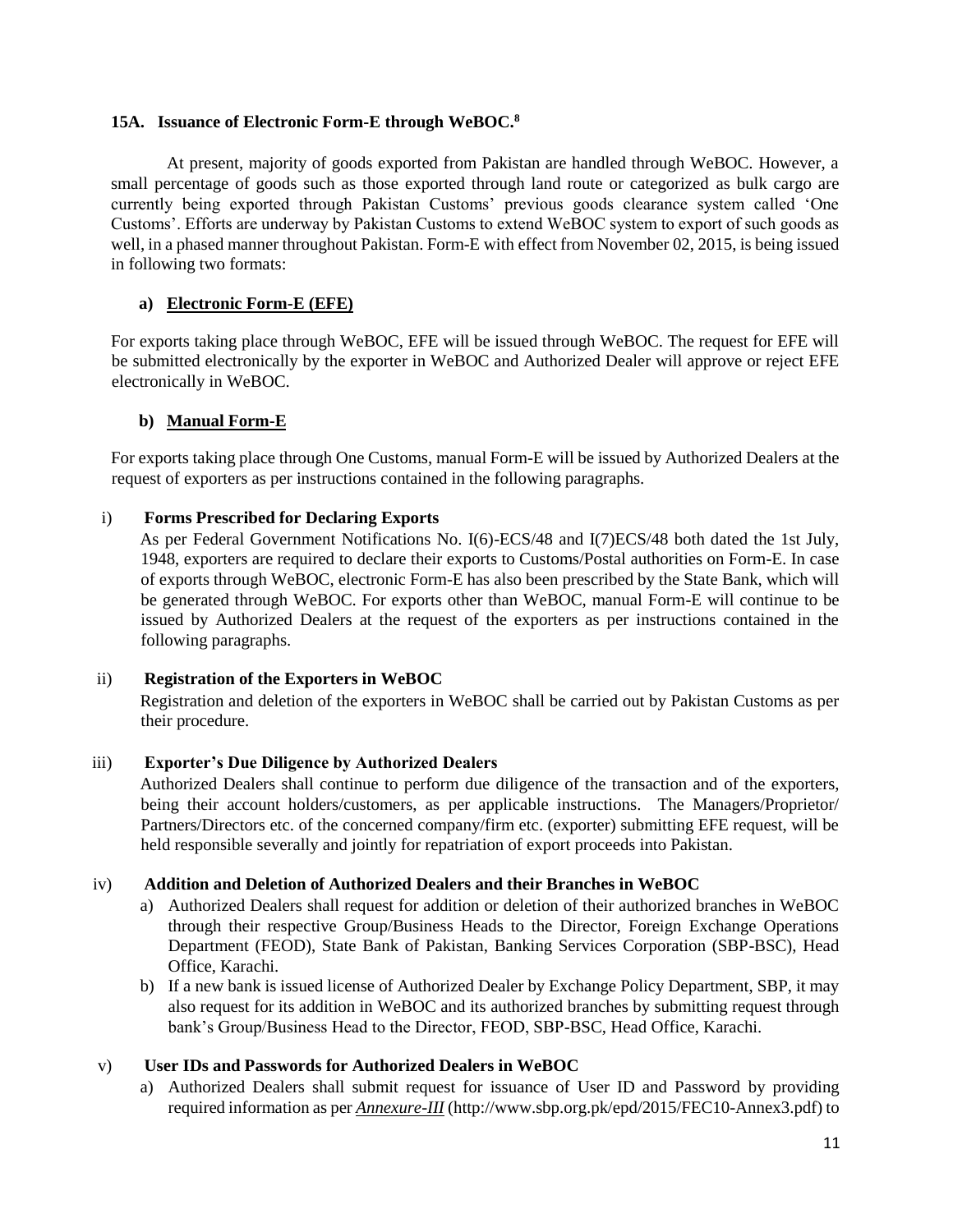### 15A. Issuance of Electronic Form-E through WeBOC.[8]

At present, majority of goods exported from Pakistan are handled through WeBOC. However, a small percentage of goods such as those exported through land route or categorized as bulk cargo are currently being exported through Pakistan Customs' previous goods clearance system called 'One Customs'. Efforts are underway by Pakistan Customs to extend WeBOC system to export of such goods as well, in a phased manner throughout Pakistan. Form-E with effect from November 02, 2015, is being issued in following two formats:

**a) Electronic Form-E (EFE)**

For exports taking place through WeBOC, EFE will be issued through WeBOC. The request for EFE will be submitted electronically by the exporter in WeBOC and Authorized Dealer will approve or reject EFE electronically in WeBOC.

**b) Manual Form-E**

For exports taking place through One Customs, manual Form-E will be issued by Authorized Dealers at the request of exporters as per instructions contained in the following paragraphs.

i) **Forms Prescribed for Declaring Exports**

As per Federal Government Notifications No. I(6)-ECS/48 and I(7)ECS/48 both dated the 1st July, 1948, exporters are required to declare their exports to Customs/Postal authorities on Form-E. In case of exports through WeBOC, electronic Form-E has also been prescribed by the State Bank, which will be generated through WeBOC. For exports other than WeBOC, manual Form-E will continue to be issued by Authorized Dealers at the request of the exporters as per instructions contained in the following paragraphs.

ii) **Registration of the Exporters in WeBOC**

Registration and deletion of the exporters in WeBOC shall be carried out by Pakistan Customs as per their procedure.

iii) **Exporter's Due Diligence by Authorized Dealers**

Authorized Dealers shall continue to perform due diligence of the transaction and of the exporters, being their account holders/customers, as per applicable instructions. The Managers/Proprietor/ Partners/Directors etc. of the concerned company/firm etc. (exporter) submitting EFE request, will be held responsible severally and jointly for repatriation of export proceeds into Pakistan.

iv) **Addition and Deletion of Authorized Dealers and their Branches in WeBOC**

a) Authorized Dealers shall request for addition or deletion of their authorized branches in WeBOC through their respective Group/Business Heads to the Director, Foreign Exchange Operations Department (FEOD), State Bank of Pakistan, Banking Services Corporation (SBP-BSC), Head Office, Karachi.

b) If a new bank is issued license of Authorized Dealer by Exchange Policy Department, SBP, it may also request for its addition in WeBOC and its authorized branches by submitting request through bank's Group/Business Head to the Director, FEOD, SBP-BSC, Head Office, Karachi.

v) **User IDs and Passwords for Authorized Dealers in WeBOC**

a) Authorized Dealers shall submit request for issuance of User ID and Password by providing required information as per ***Annexure-III*** (http://www.sbp.org.pk/epd/2015/FEC10-Annex3.pdf) to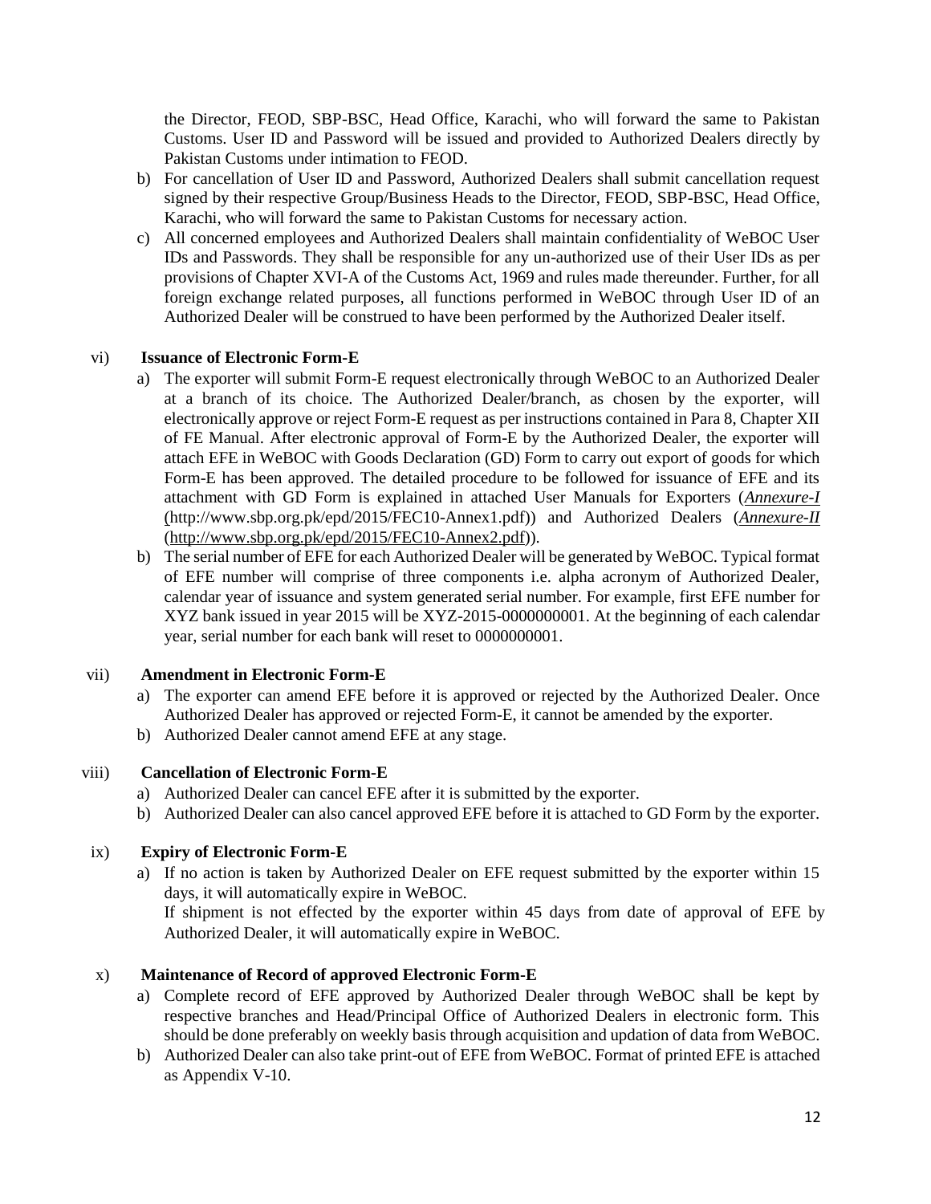the Director, FEOD, SBP-BSC, Head Office, Karachi, who will forward the same to Pakistan Customs. User ID and Password will be issued and provided to Authorized Dealers directly by Pakistan Customs under intimation to FEOD.

b) For cancellation of User ID and Password, Authorized Dealers shall submit cancellation request signed by their respective Group/Business Heads to the Director, FEOD, SBP-BSC, Head Office, Karachi, who will forward the same to Pakistan Customs for necessary action.

c) All concerned employees and Authorized Dealers shall maintain confidentiality of WeBOC User IDs and Passwords. They shall be responsible for any un-authorized use of their User IDs as per provisions of Chapter XVI-A of the Customs Act, 1969 and rules made thereunder. Further, for all foreign exchange related purposes, all functions performed in WeBOC through User ID of an Authorized Dealer will be construed to have been performed by the Authorized Dealer itself.

vi) **Issuance of Electronic Form-E**

a) The exporter will submit Form-E request electronically through WeBOC to an Authorized Dealer at a branch of its choice. The Authorized Dealer/branch, as chosen by the exporter, will electronically approve or reject Form-E request as per instructions contained in Para 8, Chapter XII of FE Manual. After electronic approval of Form-E by the Authorized Dealer, the exporter will attach EFE in WeBOC with Goods Declaration (GD) Form to carry out export of goods for which Form-E has been approved. The detailed procedure to be followed for issuance of EFE and its attachment with GD Form is explained in attached User Manuals for Exporters (*Annexure-I* (http://www.sbp.org.pk/epd/2015/FEC10-Annex1.pdf)) and Authorized Dealers (*Annexure-II* (http://www.sbp.org.pk/epd/2015/FEC10-Annex2.pdf)).

b) The serial number of EFE for each Authorized Dealer will be generated by WeBOC. Typical format of EFE number will comprise of three components i.e. alpha acronym of Authorized Dealer, calendar year of issuance and system generated serial number. For example, first EFE number for XYZ bank issued in year 2015 will be XYZ-2015-0000000001. At the beginning of each calendar year, serial number for each bank will reset to 0000000001.

vii) **Amendment in Electronic Form-E**

a) The exporter can amend EFE before it is approved or rejected by the Authorized Dealer. Once Authorized Dealer has approved or rejected Form-E, it cannot be amended by the exporter.

b) Authorized Dealer cannot amend EFE at any stage.

viii) **Cancellation of Electronic Form-E**

a) Authorized Dealer can cancel EFE after it is submitted by the exporter.

b) Authorized Dealer can also cancel approved EFE before it is attached to GD Form by the exporter.

ix) **Expiry of Electronic Form-E**

a) If no action is taken by Authorized Dealer on EFE request submitted by the exporter within 15 days, it will automatically expire in WeBOC.
If shipment is not effected by the exporter within 45 days from date of approval of EFE by Authorized Dealer, it will automatically expire in WeBOC.

x) **Maintenance of Record of approved Electronic Form-E**

a) Complete record of EFE approved by Authorized Dealer through WeBOC shall be kept by respective branches and Head/Principal Office of Authorized Dealers in electronic form. This should be done preferably on weekly basis through acquisition and updation of data from WeBOC.

b) Authorized Dealer can also take print-out of EFE from WeBOC. Format of printed EFE is attached as Appendix V-10.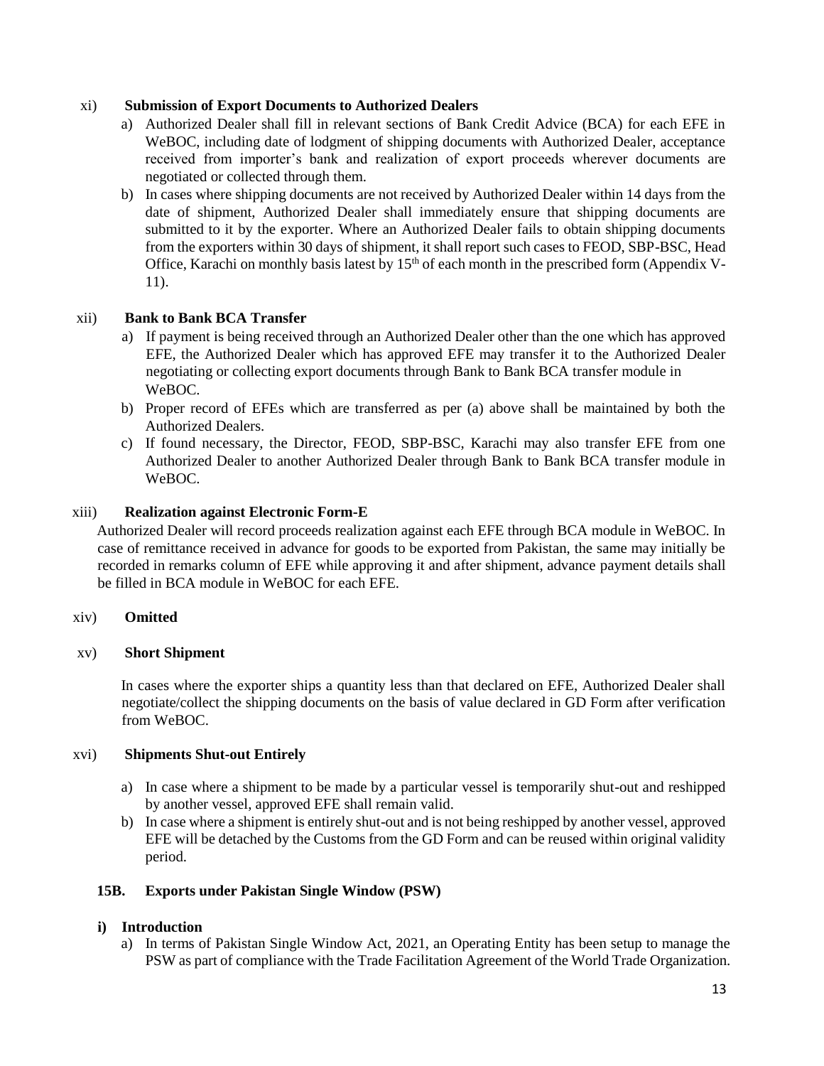xi) **Submission of Export Documents to Authorized Dealers**

a) Authorized Dealer shall fill in relevant sections of Bank Credit Advice (BCA) for each EFE in WeBOC, including date of lodgment of shipping documents with Authorized Dealer, acceptance received from importer's bank and realization of export proceeds wherever documents are negotiated or collected through them.

b) In cases where shipping documents are not received by Authorized Dealer within 14 days from the date of shipment, Authorized Dealer shall immediately ensure that shipping documents are submitted to it by the exporter. Where an Authorized Dealer fails to obtain shipping documents from the exporters within 30 days of shipment, it shall report such cases to FEOD, SBP-BSC, Head Office, Karachi on monthly basis latest by 15th of each month in the prescribed form (Appendix V-11).

xii) **Bank to Bank BCA Transfer**

a) If payment is being received through an Authorized Dealer other than the one which has approved EFE, the Authorized Dealer which has approved EFE may transfer it to the Authorized Dealer negotiating or collecting export documents through Bank to Bank BCA transfer module in WeBOC.

b) Proper record of EFEs which are transferred as per (a) above shall be maintained by both the Authorized Dealers.

c) If found necessary, the Director, FEOD, SBP-BSC, Karachi may also transfer EFE from one Authorized Dealer to another Authorized Dealer through Bank to Bank BCA transfer module in WeBOC.

xiii) **Realization against Electronic Form-E**

Authorized Dealer will record proceeds realization against each EFE through BCA module in WeBOC. In case of remittance received in advance for goods to be exported from Pakistan, the same may initially be recorded in remarks column of EFE while approving it and after shipment, advance payment details shall be filled in BCA module in WeBOC for each EFE.

xiv) **Omitted**

xv) **Short Shipment**

In cases where the exporter ships a quantity less than that declared on EFE, Authorized Dealer shall negotiate/collect the shipping documents on the basis of value declared in GD Form after verification from WeBOC.

xvi) **Shipments Shut-out Entirely**

a) In case where a shipment to be made by a particular vessel is temporarily shut-out and reshipped by another vessel, approved EFE shall remain valid.

b) In case where a shipment is entirely shut-out and is not being reshipped by another vessel, approved EFE will be detached by the Customs from the GD Form and can be reused within original validity period.

### 15B. Exports under Pakistan Single Window (PSW)

**i) Introduction**

a) In terms of Pakistan Single Window Act, 2021, an Operating Entity has been setup to manage the PSW as part of compliance with the Trade Facilitation Agreement of the World Trade Organization.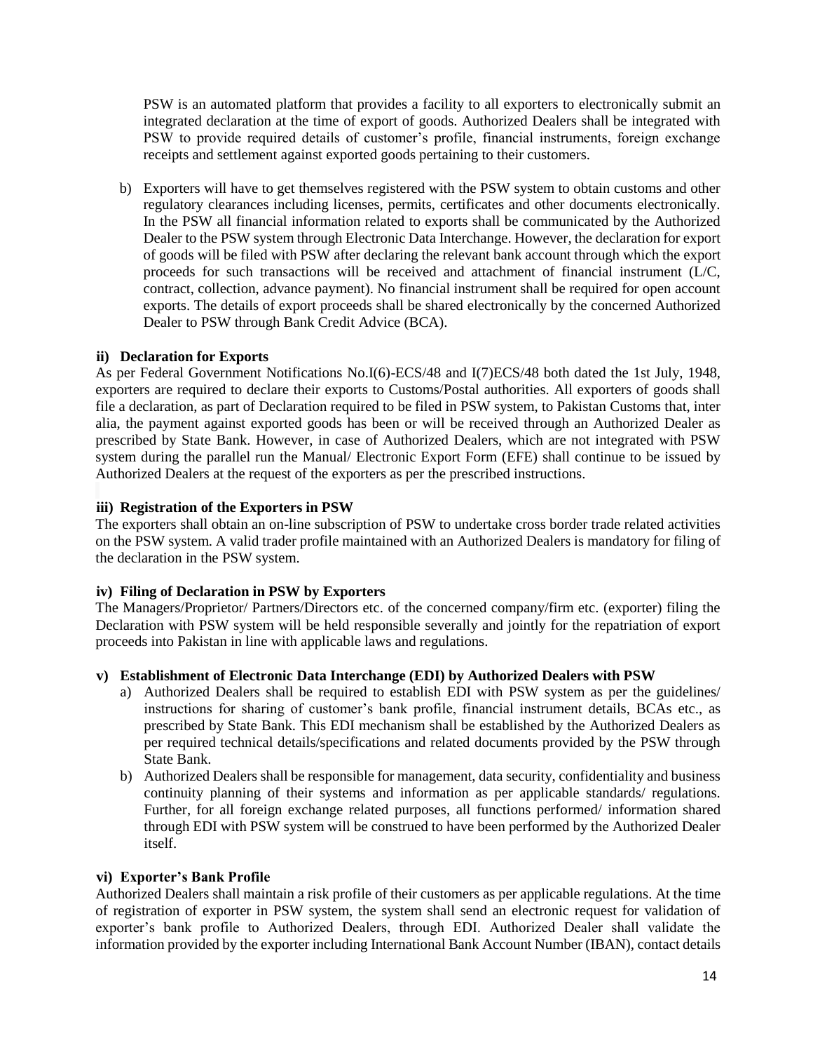PSW is an automated platform that provides a facility to all exporters to electronically submit an integrated declaration at the time of export of goods. Authorized Dealers shall be integrated with PSW to provide required details of customer's profile, financial instruments, foreign exchange receipts and settlement against exported goods pertaining to their customers.

b) Exporters will have to get themselves registered with the PSW system to obtain customs and other regulatory clearances including licenses, permits, certificates and other documents electronically. In the PSW all financial information related to exports shall be communicated by the Authorized Dealer to the PSW system through Electronic Data Interchange. However, the declaration for export of goods will be filed with PSW after declaring the relevant bank account through which the export proceeds for such transactions will be received and attachment of financial instrument (L/C, contract, collection, advance payment). No financial instrument shall be required for open account exports. The details of export proceeds shall be shared electronically by the concerned Authorized Dealer to PSW through Bank Credit Advice (BCA).

#### ii) Declaration for Exports

As per Federal Government Notifications No.I(6)-ECS/48 and I(7)ECS/48 both dated the 1st July, 1948, exporters are required to declare their exports to Customs/Postal authorities. All exporters of goods shall file a declaration, as part of Declaration required to be filed in PSW system, to Pakistan Customs that, inter alia, the payment against exported goods has been or will be received through an Authorized Dealer as prescribed by State Bank. However, in case of Authorized Dealers, which are not integrated with PSW system during the parallel run the Manual/ Electronic Export Form (EFE) shall continue to be issued by Authorized Dealers at the request of the exporters as per the prescribed instructions.

#### iii) Registration of the Exporters in PSW

The exporters shall obtain an on-line subscription of PSW to undertake cross border trade related activities on the PSW system. A valid trader profile maintained with an Authorized Dealers is mandatory for filing of the declaration in the PSW system.

#### iv) Filing of Declaration in PSW by Exporters

The Managers/Proprietor/ Partners/Directors etc. of the concerned company/firm etc. (exporter) filing the Declaration with PSW system will be held responsible severally and jointly for the repatriation of export proceeds into Pakistan in line with applicable laws and regulations.

#### v) Establishment of Electronic Data Interchange (EDI) by Authorized Dealers with PSW

a) Authorized Dealers shall be required to establish EDI with PSW system as per the guidelines/ instructions for sharing of customer's bank profile, financial instrument details, BCAs etc., as prescribed by State Bank. This EDI mechanism shall be established by the Authorized Dealers as per required technical details/specifications and related documents provided by the PSW through State Bank.

b) Authorized Dealers shall be responsible for management, data security, confidentiality and business continuity planning of their systems and information as per applicable standards/ regulations. Further, for all foreign exchange related purposes, all functions performed/ information shared through EDI with PSW system will be construed to have been performed by the Authorized Dealer itself.

#### vi) Exporter's Bank Profile

Authorized Dealers shall maintain a risk profile of their customers as per applicable regulations. At the time of registration of exporter in PSW system, the system shall send an electronic request for validation of exporter's bank profile to Authorized Dealers, through EDI. Authorized Dealer shall validate the information provided by the exporter including International Bank Account Number (IBAN), contact details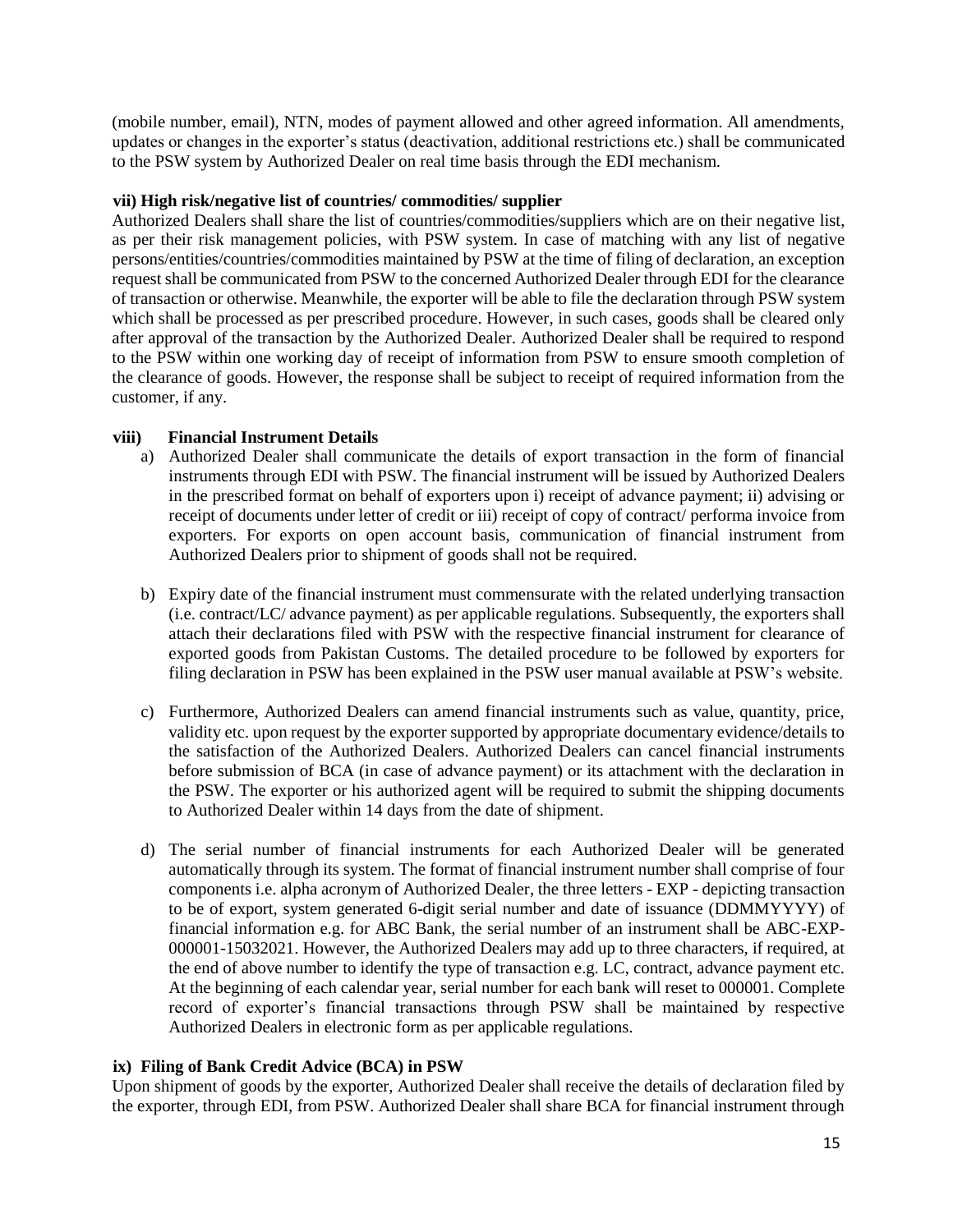(mobile number, email), NTN, modes of payment allowed and other agreed information. All amendments, updates or changes in the exporter's status (deactivation, additional restrictions etc.) shall be communicated to the PSW system by Authorized Dealer on real time basis through the EDI mechanism.

**vii) High risk/negative list of countries/ commodities/ supplier**

Authorized Dealers shall share the list of countries/commodities/suppliers which are on their negative list, as per their risk management policies, with PSW system. In case of matching with any list of negative persons/entities/countries/commodities maintained by PSW at the time of filing of declaration, an exception request shall be communicated from PSW to the concerned Authorized Dealer through EDI for the clearance of transaction or otherwise. Meanwhile, the exporter will be able to file the declaration through PSW system which shall be processed as per prescribed procedure. However, in such cases, goods shall be cleared only after approval of the transaction by the Authorized Dealer. Authorized Dealer shall be required to respond to the PSW within one working day of receipt of information from PSW to ensure smooth completion of the clearance of goods. However, the response shall be subject to receipt of required information from the customer, if any.

**viii) Financial Instrument Details**

a) Authorized Dealer shall communicate the details of export transaction in the form of financial instruments through EDI with PSW. The financial instrument will be issued by Authorized Dealers in the prescribed format on behalf of exporters upon i) receipt of advance payment; ii) advising or receipt of documents under letter of credit or iii) receipt of copy of contract/ performa invoice from exporters. For exports on open account basis, communication of financial instrument from Authorized Dealers prior to shipment of goods shall not be required.

b) Expiry date of the financial instrument must commensurate with the related underlying transaction (i.e. contract/LC/ advance payment) as per applicable regulations. Subsequently, the exporters shall attach their declarations filed with PSW with the respective financial instrument for clearance of exported goods from Pakistan Customs. The detailed procedure to be followed by exporters for filing declaration in PSW has been explained in the PSW user manual available at PSW's website.

c) Furthermore, Authorized Dealers can amend financial instruments such as value, quantity, price, validity etc. upon request by the exporter supported by appropriate documentary evidence/details to the satisfaction of the Authorized Dealers. Authorized Dealers can cancel financial instruments before submission of BCA (in case of advance payment) or its attachment with the declaration in the PSW. The exporter or his authorized agent will be required to submit the shipping documents to Authorized Dealer within 14 days from the date of shipment.

d) The serial number of financial instruments for each Authorized Dealer will be generated automatically through its system. The format of financial instrument number shall comprise of four components i.e. alpha acronym of Authorized Dealer, the three letters - EXP - depicting transaction to be of export, system generated 6-digit serial number and date of issuance (DDMMYYYY) of financial information e.g. for ABC Bank, the serial number of an instrument shall be ABC-EXP-000001-15032021. However, the Authorized Dealers may add up to three characters, if required, at the end of above number to identify the type of transaction e.g. LC, contract, advance payment etc. At the beginning of each calendar year, serial number for each bank will reset to 000001. Complete record of exporter's financial transactions through PSW shall be maintained by respective Authorized Dealers in electronic form as per applicable regulations.

**ix) Filing of Bank Credit Advice (BCA) in PSW**

Upon shipment of goods by the exporter, Authorized Dealer shall receive the details of declaration filed by the exporter, through EDI, from PSW. Authorized Dealer shall share BCA for financial instrument through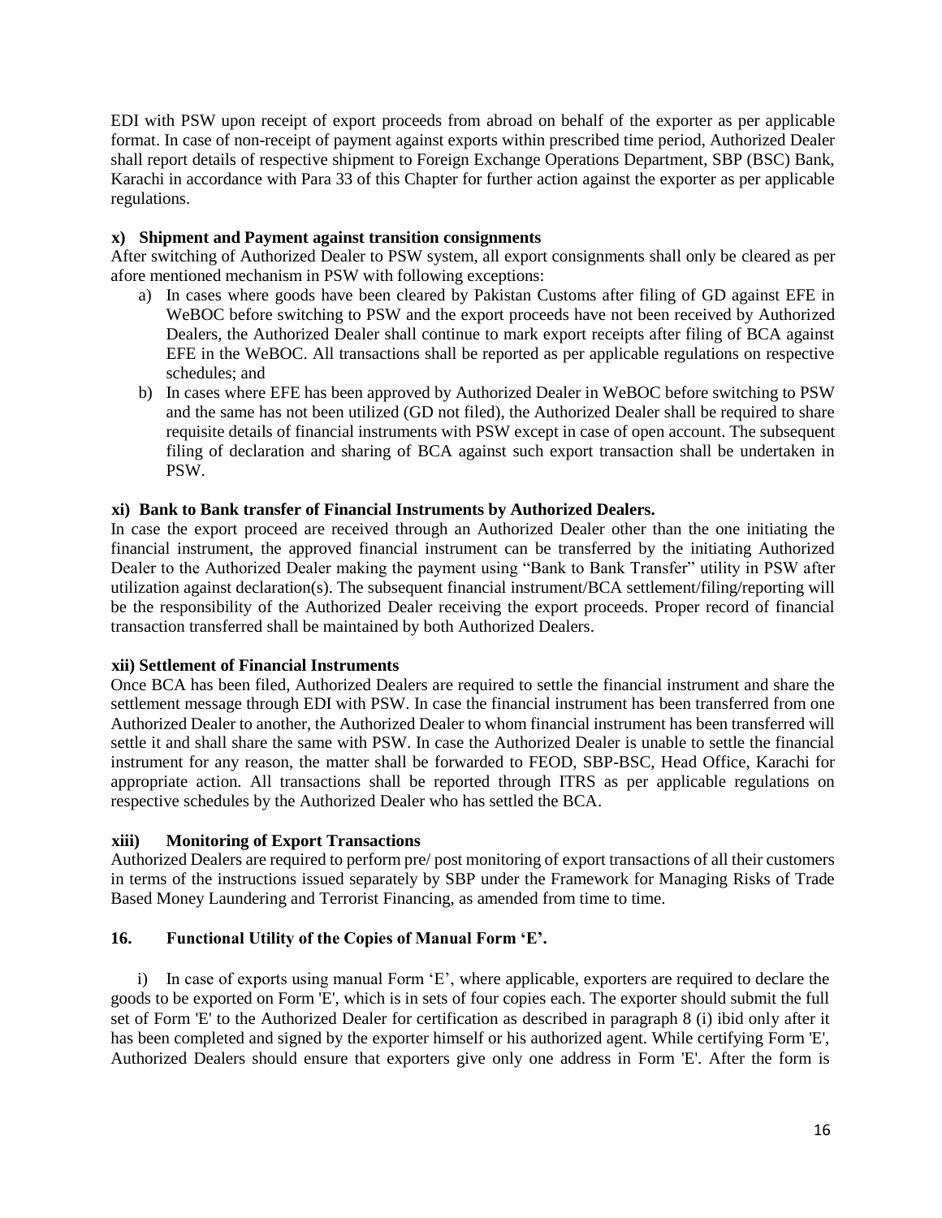EDI with PSW upon receipt of export proceeds from abroad on behalf of the exporter as per applicable format. In case of non-receipt of payment against exports within prescribed time period, Authorized Dealer shall report details of respective shipment to Foreign Exchange Operations Department, SBP (BSC) Bank, Karachi in accordance with Para 33 of this Chapter for further action against the exporter as per applicable regulations.

**x) Shipment and Payment against transition consignments**

After switching of Authorized Dealer to PSW system, all export consignments shall only be cleared as per afore mentioned mechanism in PSW with following exceptions:

a) In cases where goods have been cleared by Pakistan Customs after filing of GD against EFE in WeBOC before switching to PSW and the export proceeds have not been received by Authorized Dealers, the Authorized Dealer shall continue to mark export receipts after filing of BCA against EFE in the WeBOC. All transactions shall be reported as per applicable regulations on respective schedules; and

b) In cases where EFE has been approved by Authorized Dealer in WeBOC before switching to PSW and the same has not been utilized (GD not filed), the Authorized Dealer shall be required to share requisite details of financial instruments with PSW except in case of open account. The subsequent filing of declaration and sharing of BCA against such export transaction shall be undertaken in PSW.

**xi) Bank to Bank transfer of Financial Instruments by Authorized Dealers.**

In case the export proceed are received through an Authorized Dealer other than the one initiating the financial instrument, the approved financial instrument can be transferred by the initiating Authorized Dealer to the Authorized Dealer making the payment using "Bank to Bank Transfer" utility in PSW after utilization against declaration(s). The subsequent financial instrument/BCA settlement/filing/reporting will be the responsibility of the Authorized Dealer receiving the export proceeds. Proper record of financial transaction transferred shall be maintained by both Authorized Dealers.

**xii) Settlement of Financial Instruments**

Once BCA has been filed, Authorized Dealers are required to settle the financial instrument and share the settlement message through EDI with PSW. In case the financial instrument has been transferred from one Authorized Dealer to another, the Authorized Dealer to whom financial instrument has been transferred will settle it and shall share the same with PSW. In case the Authorized Dealer is unable to settle the financial instrument for any reason, the matter shall be forwarded to FEOD, SBP-BSC, Head Office, Karachi for appropriate action. All transactions shall be reported through ITRS as per applicable regulations on respective schedules by the Authorized Dealer who has settled the BCA.

**xiii) Monitoring of Export Transactions**

Authorized Dealers are required to perform pre/ post monitoring of export transactions of all their customers in terms of the instructions issued separately by SBP under the Framework for Managing Risks of Trade Based Money Laundering and Terrorist Financing, as amended from time to time.

## 16. Functional Utility of the Copies of Manual Form 'E'.

i) In case of exports using manual Form 'E', where applicable, exporters are required to declare the goods to be exported on Form 'E', which is in sets of four copies each. The exporter should submit the full set of Form 'E' to the Authorized Dealer for certification as described in paragraph 8 (i) ibid only after it has been completed and signed by the exporter himself or his authorized agent. While certifying Form 'E', Authorized Dealers should ensure that exporters give only one address in Form 'E'. After the form is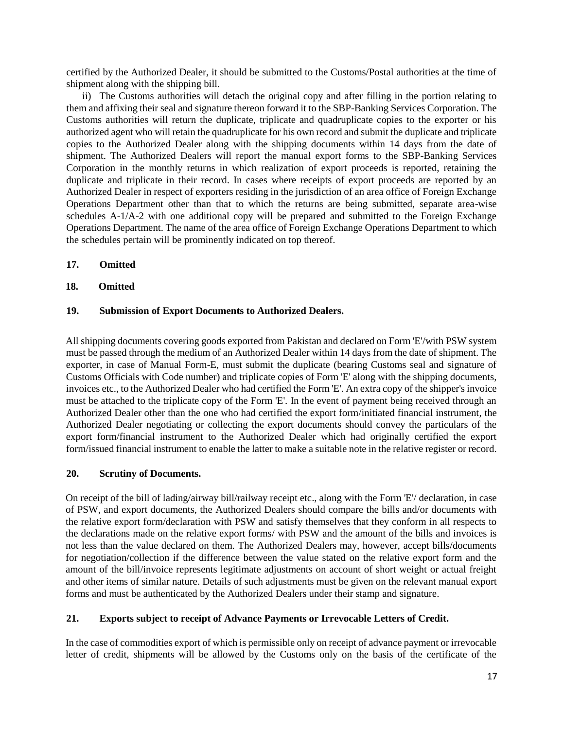certified by the Authorized Dealer, it should be submitted to the Customs/Postal authorities at the time of shipment along with the shipping bill.

ii) The Customs authorities will detach the original copy and after filling in the portion relating to them and affixing their seal and signature thereon forward it to the SBP-Banking Services Corporation. The Customs authorities will return the duplicate, triplicate and quadruplicate copies to the exporter or his authorized agent who will retain the quadruplicate for his own record and submit the duplicate and triplicate copies to the Authorized Dealer along with the shipping documents within 14 days from the date of shipment. The Authorized Dealers will report the manual export forms to the SBP-Banking Services Corporation in the monthly returns in which realization of export proceeds is reported, retaining the duplicate and triplicate in their record. In cases where receipts of export proceeds are reported by an Authorized Dealer in respect of exporters residing in the jurisdiction of an area office of Foreign Exchange Operations Department other than that to which the returns are being submitted, separate area-wise schedules A-1/A-2 with one additional copy will be prepared and submitted to the Foreign Exchange Operations Department. The name of the area office of Foreign Exchange Operations Department to which the schedules pertain will be prominently indicated on top thereof.

**17. Omitted**

**18. Omitted**

**19. Submission of Export Documents to Authorized Dealers.**

All shipping documents covering goods exported from Pakistan and declared on Form 'E'/with PSW system must be passed through the medium of an Authorized Dealer within 14 days from the date of shipment. The exporter, in case of Manual Form-E, must submit the duplicate (bearing Customs seal and signature of Customs Officials with Code number) and triplicate copies of Form 'E' along with the shipping documents, invoices etc., to the Authorized Dealer who had certified the Form 'E'. An extra copy of the shipper's invoice must be attached to the triplicate copy of the Form 'E'. In the event of payment being received through an Authorized Dealer other than the one who had certified the export form/initiated financial instrument, the Authorized Dealer negotiating or collecting the export documents should convey the particulars of the export form/financial instrument to the Authorized Dealer which had originally certified the export form/issued financial instrument to enable the latter to make a suitable note in the relative register or record.

**20. Scrutiny of Documents.**

On receipt of the bill of lading/airway bill/railway receipt etc., along with the Form 'E'/ declaration, in case of PSW, and export documents, the Authorized Dealers should compare the bills and/or documents with the relative export form/declaration with PSW and satisfy themselves that they conform in all respects to the declarations made on the relative export forms/ with PSW and the amount of the bills and invoices is not less than the value declared on them. The Authorized Dealers may, however, accept bills/documents for negotiation/collection if the difference between the value stated on the relative export form and the amount of the bill/invoice represents legitimate adjustments on account of short weight or actual freight and other items of similar nature. Details of such adjustments must be given on the relevant manual export forms and must be authenticated by the Authorized Dealers under their stamp and signature.

**21. Exports subject to receipt of Advance Payments or Irrevocable Letters of Credit.**

In the case of commodities export of which is permissible only on receipt of advance payment or irrevocable letter of credit, shipments will be allowed by the Customs only on the basis of the certificate of the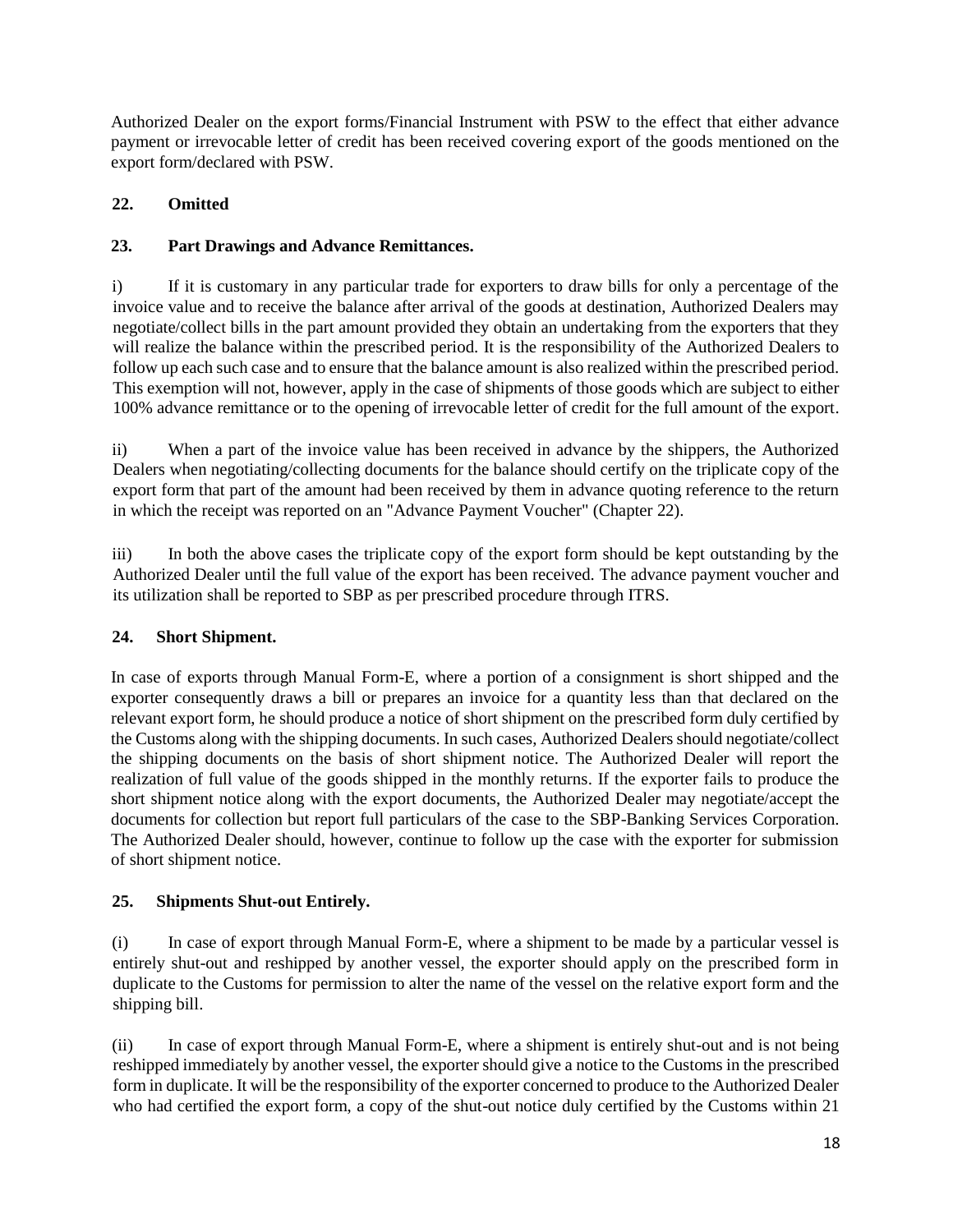Authorized Dealer on the export forms/Financial Instrument with PSW to the effect that either advance payment or irrevocable letter of credit has been received covering export of the goods mentioned on the export form/declared with PSW.

**22. Omitted**

**23. Part Drawings and Advance Remittances.**

i) If it is customary in any particular trade for exporters to draw bills for only a percentage of the invoice value and to receive the balance after arrival of the goods at destination, Authorized Dealers may negotiate/collect bills in the part amount provided they obtain an undertaking from the exporters that they will realize the balance within the prescribed period. It is the responsibility of the Authorized Dealers to follow up each such case and to ensure that the balance amount is also realized within the prescribed period. This exemption will not, however, apply in the case of shipments of those goods which are subject to either 100% advance remittance or to the opening of irrevocable letter of credit for the full amount of the export.

ii) When a part of the invoice value has been received in advance by the shippers, the Authorized Dealers when negotiating/collecting documents for the balance should certify on the triplicate copy of the export form that part of the amount had been received by them in advance quoting reference to the return in which the receipt was reported on an "Advance Payment Voucher" (Chapter 22).

iii) In both the above cases the triplicate copy of the export form should be kept outstanding by the Authorized Dealer until the full value of the export has been received. The advance payment voucher and its utilization shall be reported to SBP as per prescribed procedure through ITRS.

**24. Short Shipment.**

In case of exports through Manual Form-E, where a portion of a consignment is short shipped and the exporter consequently draws a bill or prepares an invoice for a quantity less than that declared on the relevant export form, he should produce a notice of short shipment on the prescribed form duly certified by the Customs along with the shipping documents. In such cases, Authorized Dealers should negotiate/collect the shipping documents on the basis of short shipment notice. The Authorized Dealer will report the realization of full value of the goods shipped in the monthly returns. If the exporter fails to produce the short shipment notice along with the export documents, the Authorized Dealer may negotiate/accept the documents for collection but report full particulars of the case to the SBP-Banking Services Corporation. The Authorized Dealer should, however, continue to follow up the case with the exporter for submission of short shipment notice.

**25. Shipments Shut-out Entirely.**

(i) In case of export through Manual Form-E, where a shipment to be made by a particular vessel is entirely shut-out and reshipped by another vessel, the exporter should apply on the prescribed form in duplicate to the Customs for permission to alter the name of the vessel on the relative export form and the shipping bill.

(ii) In case of export through Manual Form-E, where a shipment is entirely shut-out and is not being reshipped immediately by another vessel, the exporter should give a notice to the Customs in the prescribed form in duplicate. It will be the responsibility of the exporter concerned to produce to the Authorized Dealer who had certified the export form, a copy of the shut-out notice duly certified by the Customs within 21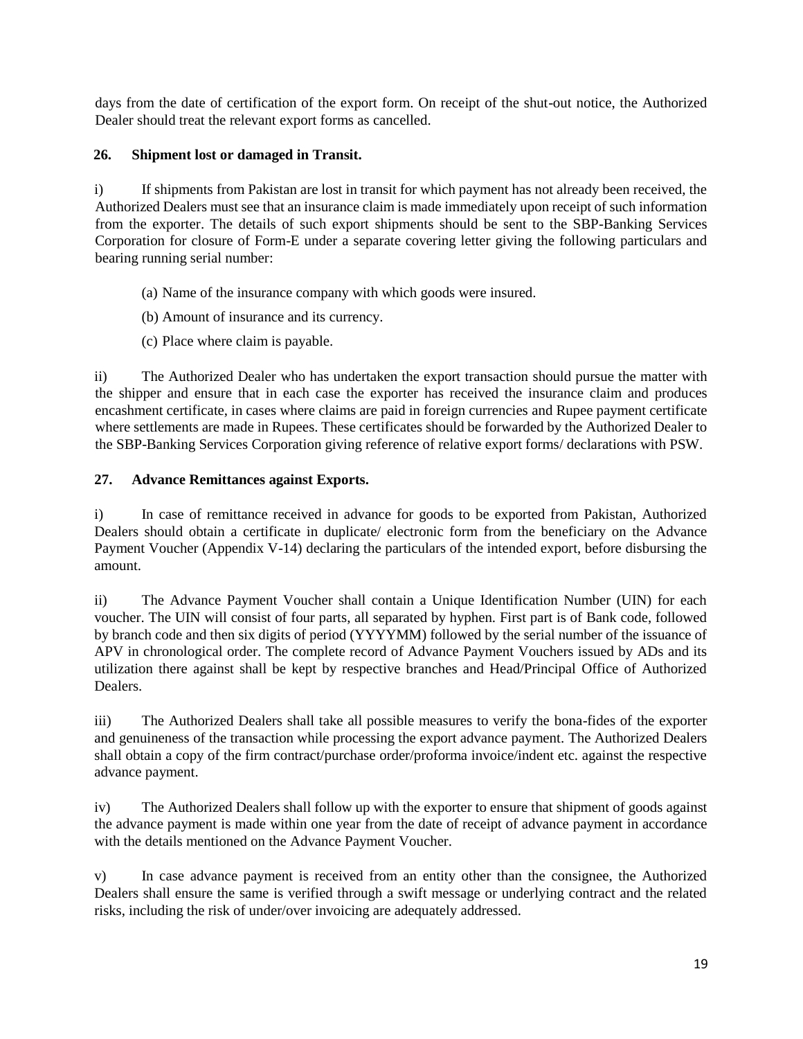days from the date of certification of the export form. On receipt of the shut-out notice, the Authorized Dealer should treat the relevant export forms as cancelled.

**26. Shipment lost or damaged in Transit.**

i) If shipments from Pakistan are lost in transit for which payment has not already been received, the Authorized Dealers must see that an insurance claim is made immediately upon receipt of such information from the exporter. The details of such export shipments should be sent to the SBP-Banking Services Corporation for closure of Form-E under a separate covering letter giving the following particulars and bearing running serial number:

(a) Name of the insurance company with which goods were insured.

(b) Amount of insurance and its currency.

(c) Place where claim is payable.

ii) The Authorized Dealer who has undertaken the export transaction should pursue the matter with the shipper and ensure that in each case the exporter has received the insurance claim and produces encashment certificate, in cases where claims are paid in foreign currencies and Rupee payment certificate where settlements are made in Rupees. These certificates should be forwarded by the Authorized Dealer to the SBP-Banking Services Corporation giving reference of relative export forms/ declarations with PSW.

**27. Advance Remittances against Exports.**

i) In case of remittance received in advance for goods to be exported from Pakistan, Authorized Dealers should obtain a certificate in duplicate/ electronic form from the beneficiary on the Advance Payment Voucher (Appendix V-14) declaring the particulars of the intended export, before disbursing the amount.

ii) The Advance Payment Voucher shall contain a Unique Identification Number (UIN) for each voucher. The UIN will consist of four parts, all separated by hyphen. First part is of Bank code, followed by branch code and then six digits of period (YYYYMM) followed by the serial number of the issuance of APV in chronological order. The complete record of Advance Payment Vouchers issued by ADs and its utilization there against shall be kept by respective branches and Head/Principal Office of Authorized Dealers.

iii) The Authorized Dealers shall take all possible measures to verify the bona-fides of the exporter and genuineness of the transaction while processing the export advance payment. The Authorized Dealers shall obtain a copy of the firm contract/purchase order/proforma invoice/indent etc. against the respective advance payment.

iv) The Authorized Dealers shall follow up with the exporter to ensure that shipment of goods against the advance payment is made within one year from the date of receipt of advance payment in accordance with the details mentioned on the Advance Payment Voucher.

v) In case advance payment is received from an entity other than the consignee, the Authorized Dealers shall ensure the same is verified through a swift message or underlying contract and the related risks, including the risk of under/over invoicing are adequately addressed.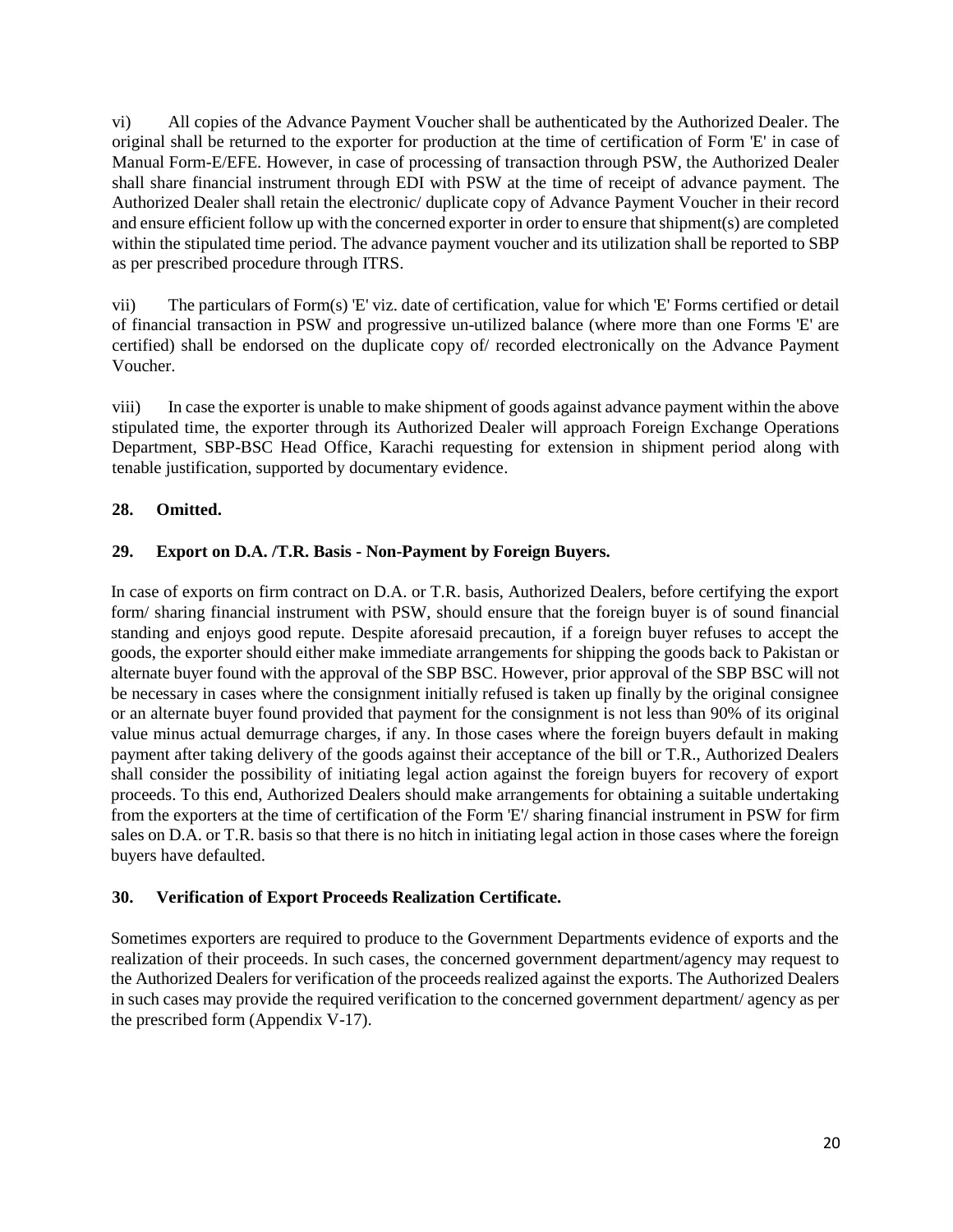vi) All copies of the Advance Payment Voucher shall be authenticated by the Authorized Dealer. The original shall be returned to the exporter for production at the time of certification of Form 'E' in case of Manual Form-E/EFE. However, in case of processing of transaction through PSW, the Authorized Dealer shall share financial instrument through EDI with PSW at the time of receipt of advance payment. The Authorized Dealer shall retain the electronic/ duplicate copy of Advance Payment Voucher in their record and ensure efficient follow up with the concerned exporter in order to ensure that shipment(s) are completed within the stipulated time period. The advance payment voucher and its utilization shall be reported to SBP as per prescribed procedure through ITRS.

vii) The particulars of Form(s) 'E' viz. date of certification, value for which 'E' Forms certified or detail of financial transaction in PSW and progressive un-utilized balance (where more than one Forms 'E' are certified) shall be endorsed on the duplicate copy of/ recorded electronically on the Advance Payment Voucher.

viii) In case the exporter is unable to make shipment of goods against advance payment within the above stipulated time, the exporter through its Authorized Dealer will approach Foreign Exchange Operations Department, SBP-BSC Head Office, Karachi requesting for extension in shipment period along with tenable justification, supported by documentary evidence.

### 28. Omitted.

### 29. Export on D.A. /T.R. Basis - Non-Payment by Foreign Buyers.

In case of exports on firm contract on D.A. or T.R. basis, Authorized Dealers, before certifying the export form/ sharing financial instrument with PSW, should ensure that the foreign buyer is of sound financial standing and enjoys good repute. Despite aforesaid precaution, if a foreign buyer refuses to accept the goods, the exporter should either make immediate arrangements for shipping the goods back to Pakistan or alternate buyer found with the approval of the SBP BSC. However, prior approval of the SBP BSC will not be necessary in cases where the consignment initially refused is taken up finally by the original consignee or an alternate buyer found provided that payment for the consignment is not less than 90% of its original value minus actual demurrage charges, if any. In those cases where the foreign buyers default in making payment after taking delivery of the goods against their acceptance of the bill or T.R., Authorized Dealers shall consider the possibility of initiating legal action against the foreign buyers for recovery of export proceeds. To this end, Authorized Dealers should make arrangements for obtaining a suitable undertaking from the exporters at the time of certification of the Form 'E'/ sharing financial instrument in PSW for firm sales on D.A. or T.R. basis so that there is no hitch in initiating legal action in those cases where the foreign buyers have defaulted.

### 30. Verification of Export Proceeds Realization Certificate.

Sometimes exporters are required to produce to the Government Departments evidence of exports and the realization of their proceeds. In such cases, the concerned government department/agency may request to the Authorized Dealers for verification of the proceeds realized against the exports. The Authorized Dealers in such cases may provide the required verification to the concerned government department/ agency as per the prescribed form (Appendix V-17).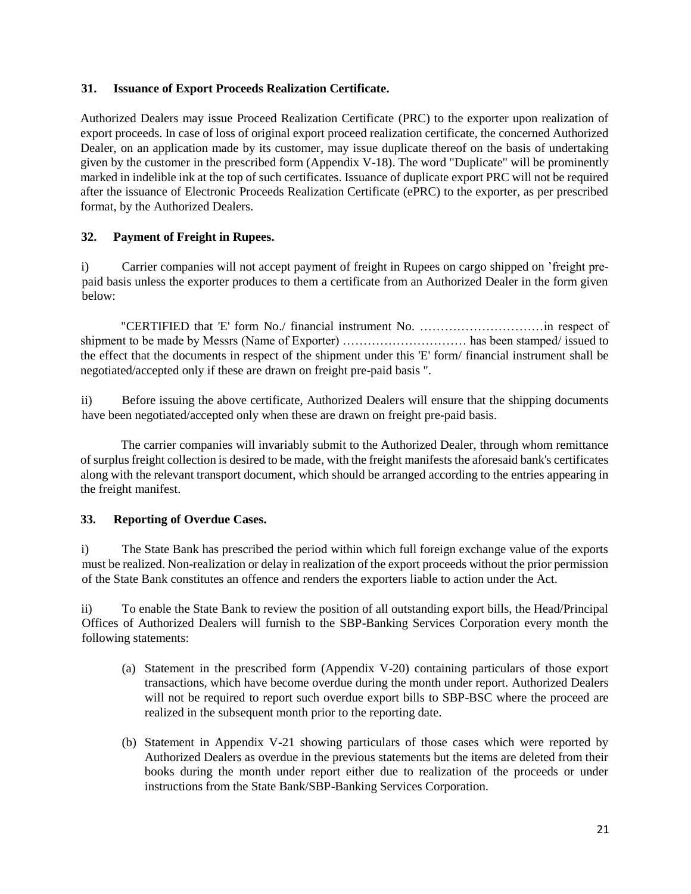### 31. Issuance of Export Proceeds Realization Certificate.

Authorized Dealers may issue Proceed Realization Certificate (PRC) to the exporter upon realization of export proceeds. In case of loss of original export proceed realization certificate, the concerned Authorized Dealer, on an application made by its customer, may issue duplicate thereof on the basis of undertaking given by the customer in the prescribed form (Appendix V-18). The word "Duplicate" will be prominently marked in indelible ink at the top of such certificates. Issuance of duplicate export PRC will not be required after the issuance of Electronic Proceeds Realization Certificate (ePRC) to the exporter, as per prescribed format, by the Authorized Dealers.

### 32. Payment of Freight in Rupees.

i) Carrier companies will not accept payment of freight in Rupees on cargo shipped on 'freight pre-paid basis unless the exporter produces to them a certificate from an Authorized Dealer in the form given below:

"CERTIFIED that 'E' form No./ financial instrument No. …………………………in respect of shipment to be made by Messrs (Name of Exporter) ………………………… has been stamped/ issued to the effect that the documents in respect of the shipment under this 'E' form/ financial instrument shall be negotiated/accepted only if these are drawn on freight pre-paid basis ".

ii) Before issuing the above certificate, Authorized Dealers will ensure that the shipping documents have been negotiated/accepted only when these are drawn on freight pre-paid basis.

The carrier companies will invariably submit to the Authorized Dealer, through whom remittance of surplus freight collection is desired to be made, with the freight manifests the aforesaid bank's certificates along with the relevant transport document, which should be arranged according to the entries appearing in the freight manifest.

### 33. Reporting of Overdue Cases.

i) The State Bank has prescribed the period within which full foreign exchange value of the exports must be realized. Non-realization or delay in realization of the export proceeds without the prior permission of the State Bank constitutes an offence and renders the exporters liable to action under the Act.

ii) To enable the State Bank to review the position of all outstanding export bills, the Head/Principal Offices of Authorized Dealers will furnish to the SBP-Banking Services Corporation every month the following statements:

(a) Statement in the prescribed form (Appendix V-20) containing particulars of those export transactions, which have become overdue during the month under report. Authorized Dealers will not be required to report such overdue export bills to SBP-BSC where the proceed are realized in the subsequent month prior to the reporting date.

(b) Statement in Appendix V-21 showing particulars of those cases which were reported by Authorized Dealers as overdue in the previous statements but the items are deleted from their books during the month under report either due to realization of the proceeds or under instructions from the State Bank/SBP-Banking Services Corporation.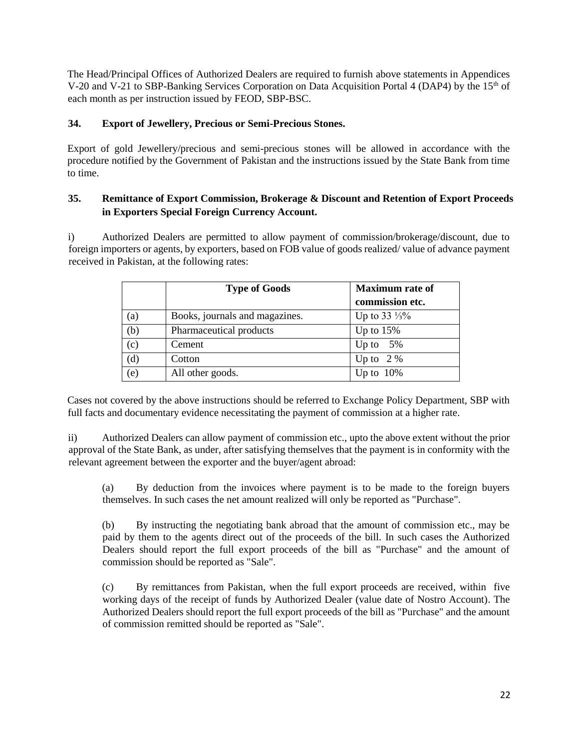The Head/Principal Offices of Authorized Dealers are required to furnish above statements in Appendices V-20 and V-21 to SBP-Banking Services Corporation on Data Acquisition Portal 4 (DAP4) by the 15th of each month as per instruction issued by FEOD, SBP-BSC.

**34. Export of Jewellery, Precious or Semi-Precious Stones.**

Export of gold Jewellery/precious and semi-precious stones will be allowed in accordance with the procedure notified by the Government of Pakistan and the instructions issued by the State Bank from time to time.

**35. Remittance of Export Commission, Brokerage & Discount and Retention of Export Proceeds in Exporters Special Foreign Currency Account.**

i) Authorized Dealers are permitted to allow payment of commission/brokerage/discount, due to foreign importers or agents, by exporters, based on FOB value of goods realized/ value of advance payment received in Pakistan, at the following rates:

| | Type of Goods | Maximum rate of commission etc. |
|---|---|---|
| (a) | Books, journals and magazines. | Up to 33 ⅓% |
| (b) | Pharmaceutical products | Up to 15% |
| (c) | Cement | Up to 5% |
| (d) | Cotton | Up to 2 % |
| (e) | All other goods. | Up to 10% |

Cases not covered by the above instructions should be referred to Exchange Policy Department, SBP with full facts and documentary evidence necessitating the payment of commission at a higher rate.

ii) Authorized Dealers can allow payment of commission etc., upto the above extent without the prior approval of the State Bank, as under, after satisfying themselves that the payment is in conformity with the relevant agreement between the exporter and the buyer/agent abroad:

(a) By deduction from the invoices where payment is to be made to the foreign buyers themselves. In such cases the net amount realized will only be reported as "Purchase".

(b) By instructing the negotiating bank abroad that the amount of commission etc., may be paid by them to the agents direct out of the proceeds of the bill. In such cases the Authorized Dealers should report the full export proceeds of the bill as "Purchase" and the amount of commission should be reported as "Sale".

(c) By remittances from Pakistan, when the full export proceeds are received, within five working days of the receipt of funds by Authorized Dealer (value date of Nostro Account). The Authorized Dealers should report the full export proceeds of the bill as "Purchase" and the amount of commission remitted should be reported as "Sale".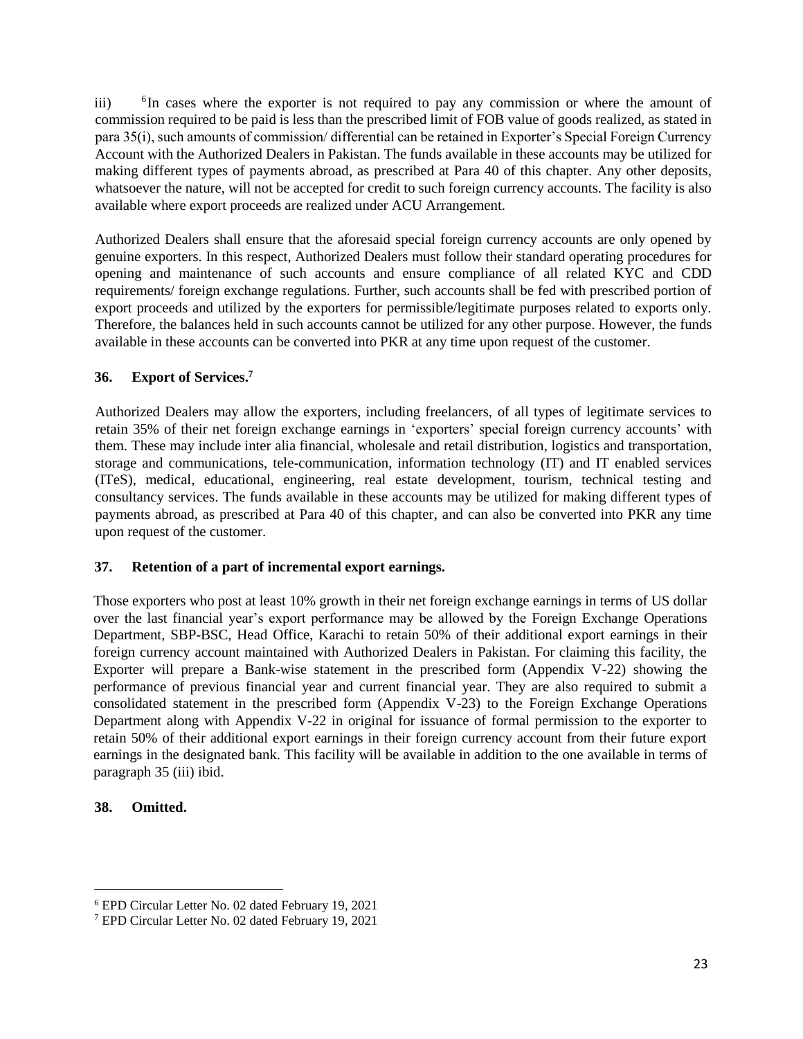iii) [6]In cases where the exporter is not required to pay any commission or where the amount of commission required to be paid is less than the prescribed limit of FOB value of goods realized, as stated in para 35(i), such amounts of commission/ differential can be retained in Exporter's Special Foreign Currency Account with the Authorized Dealers in Pakistan. The funds available in these accounts may be utilized for making different types of payments abroad, as prescribed at Para 40 of this chapter. Any other deposits, whatsoever the nature, will not be accepted for credit to such foreign currency accounts. The facility is also available where export proceeds are realized under ACU Arrangement.

Authorized Dealers shall ensure that the aforesaid special foreign currency accounts are only opened by genuine exporters. In this respect, Authorized Dealers must follow their standard operating procedures for opening and maintenance of such accounts and ensure compliance of all related KYC and CDD requirements/ foreign exchange regulations. Further, such accounts shall be fed with prescribed portion of export proceeds and utilized by the exporters for permissible/legitimate purposes related to exports only. Therefore, the balances held in such accounts cannot be utilized for any other purpose. However, the funds available in these accounts can be converted into PKR at any time upon request of the customer.

### 36. Export of Services.[7]

Authorized Dealers may allow the exporters, including freelancers, of all types of legitimate services to retain 35% of their net foreign exchange earnings in 'exporters' special foreign currency accounts' with them. These may include inter alia financial, wholesale and retail distribution, logistics and transportation, storage and communications, tele-communication, information technology (IT) and IT enabled services (ITeS), medical, educational, engineering, real estate development, tourism, technical testing and consultancy services. The funds available in these accounts may be utilized for making different types of payments abroad, as prescribed at Para 40 of this chapter, and can also be converted into PKR any time upon request of the customer.

### 37. Retention of a part of incremental export earnings.

Those exporters who post at least 10% growth in their net foreign exchange earnings in terms of US dollar over the last financial year's export performance may be allowed by the Foreign Exchange Operations Department, SBP-BSC, Head Office, Karachi to retain 50% of their additional export earnings in their foreign currency account maintained with Authorized Dealers in Pakistan. For claiming this facility, the Exporter will prepare a Bank-wise statement in the prescribed form (Appendix V-22) showing the performance of previous financial year and current financial year. They are also required to submit a consolidated statement in the prescribed form (Appendix V-23) to the Foreign Exchange Operations Department along with Appendix V-22 in original for issuance of formal permission to the exporter to retain 50% of their additional export earnings in their foreign currency account from their future export earnings in the designated bank. This facility will be available in addition to the one available in terms of paragraph 35 (iii) ibid.

### 38. Omitted.

---

[6] EPD Circular Letter No. 02 dated February 19, 2021

[7] EPD Circular Letter No. 02 dated February 19, 2021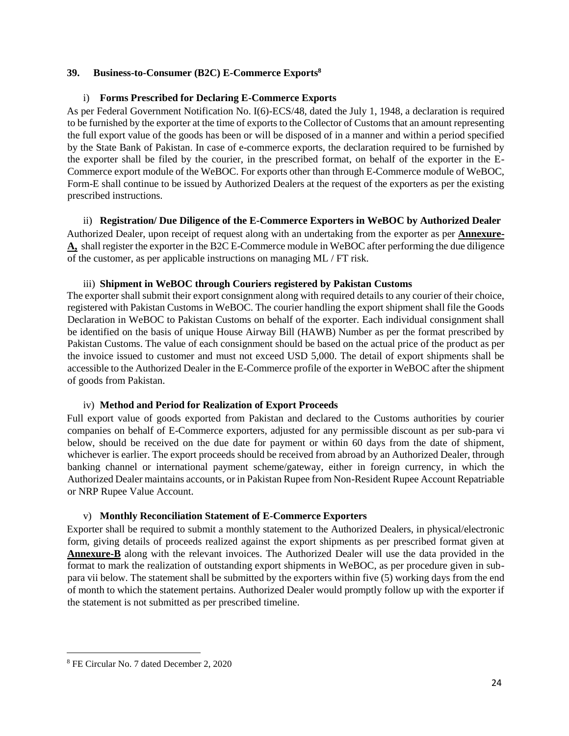## 39. Business-to-Consumer (B2C) E-Commerce Exports[8]

### i) Forms Prescribed for Declaring E-Commerce Exports

As per Federal Government Notification No. I(6)-ECS/48, dated the July 1, 1948, a declaration is required to be furnished by the exporter at the time of exports to the Collector of Customs that an amount representing the full export value of the goods has been or will be disposed of in a manner and within a period specified by the State Bank of Pakistan. In case of e-commerce exports, the declaration required to be furnished by the exporter shall be filed by the courier, in the prescribed format, on behalf of the exporter in the E-Commerce export module of the WeBOC. For exports other than through E-Commerce module of WeBOC, Form-E shall continue to be issued by Authorized Dealers at the request of the exporters as per the existing prescribed instructions.

### ii) Registration/ Due Diligence of the E-Commerce Exporters in WeBOC by Authorized Dealer

Authorized Dealer, upon receipt of request along with an undertaking from the exporter as per **Annexure-A,** shall register the exporter in the B2C E-Commerce module in WeBOC after performing the due diligence of the customer, as per applicable instructions on managing ML / FT risk.

### iii) Shipment in WeBOC through Couriers registered by Pakistan Customs

The exporter shall submit their export consignment along with required details to any courier of their choice, registered with Pakistan Customs in WeBOC. The courier handling the export shipment shall file the Goods Declaration in WeBOC to Pakistan Customs on behalf of the exporter. Each individual consignment shall be identified on the basis of unique House Airway Bill (HAWB) Number as per the format prescribed by Pakistan Customs. The value of each consignment should be based on the actual price of the product as per the invoice issued to customer and must not exceed USD 5,000. The detail of export shipments shall be accessible to the Authorized Dealer in the E-Commerce profile of the exporter in WeBOC after the shipment of goods from Pakistan.

### iv) Method and Period for Realization of Export Proceeds

Full export value of goods exported from Pakistan and declared to the Customs authorities by courier companies on behalf of E-Commerce exporters, adjusted for any permissible discount as per sub-para vi below, should be received on the due date for payment or within 60 days from the date of shipment, whichever is earlier. The export proceeds should be received from abroad by an Authorized Dealer, through banking channel or international payment scheme/gateway, either in foreign currency, in which the Authorized Dealer maintains accounts, or in Pakistan Rupee from Non-Resident Rupee Account Repatriable or NRP Rupee Value Account.

### v) Monthly Reconciliation Statement of E-Commerce Exporters

Exporter shall be required to submit a monthly statement to the Authorized Dealers, in physical/electronic form, giving details of proceeds realized against the export shipments as per prescribed format given at **Annexure-B** along with the relevant invoices. The Authorized Dealer will use the data provided in the format to mark the realization of outstanding export shipments in WeBOC, as per procedure given in sub-para vii below. The statement shall be submitted by the exporters within five (5) working days from the end of month to which the statement pertains. Authorized Dealer would promptly follow up with the exporter if the statement is not submitted as per prescribed timeline.

---

[8] FE Circular No. 7 dated December 2, 2020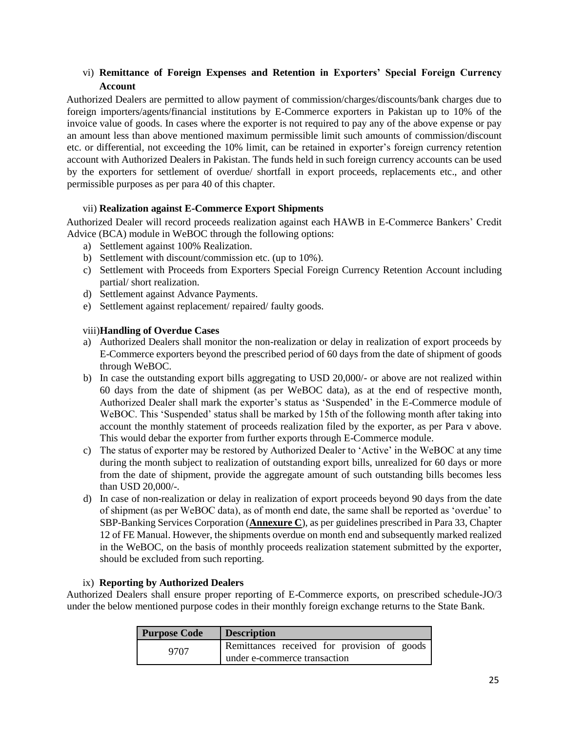vi) **Remittance of Foreign Expenses and Retention in Exporters' Special Foreign Currency Account**

Authorized Dealers are permitted to allow payment of commission/charges/discounts/bank charges due to foreign importers/agents/financial institutions by E-Commerce exporters in Pakistan up to 10% of the invoice value of goods. In cases where the exporter is not required to pay any of the above expense or pay an amount less than above mentioned maximum permissible limit such amounts of commission/discount etc. or differential, not exceeding the 10% limit, can be retained in exporter's foreign currency retention account with Authorized Dealers in Pakistan. The funds held in such foreign currency accounts can be used by the exporters for settlement of overdue/ shortfall in export proceeds, replacements etc., and other permissible purposes as per para 40 of this chapter.

vii) **Realization against E-Commerce Export Shipments**

Authorized Dealer will record proceeds realization against each HAWB in E-Commerce Bankers' Credit Advice (BCA) module in WeBOC through the following options:

a) Settlement against 100% Realization.
b) Settlement with discount/commission etc. (up to 10%).
c) Settlement with Proceeds from Exporters Special Foreign Currency Retention Account including partial/ short realization.
d) Settlement against Advance Payments.
e) Settlement against replacement/ repaired/ faulty goods.

viii) **Handling of Overdue Cases**

a) Authorized Dealers shall monitor the non-realization or delay in realization of export proceeds by E-Commerce exporters beyond the prescribed period of 60 days from the date of shipment of goods through WeBOC.
b) In case the outstanding export bills aggregating to USD 20,000/- or above are not realized within 60 days from the date of shipment (as per WeBOC data), as at the end of respective month, Authorized Dealer shall mark the exporter's status as 'Suspended' in the E-Commerce module of WeBOC. This 'Suspended' status shall be marked by 15th of the following month after taking into account the monthly statement of proceeds realization filed by the exporter, as per Para v above. This would debar the exporter from further exports through E-Commerce module.
c) The status of exporter may be restored by Authorized Dealer to 'Active' in the WeBOC at any time during the month subject to realization of outstanding export bills, unrealized for 60 days or more from the date of shipment, provide the aggregate amount of such outstanding bills becomes less than USD 20,000/-.
d) In case of non-realization or delay in realization of export proceeds beyond 90 days from the date of shipment (as per WeBOC data), as of month end date, the same shall be reported as 'overdue' to SBP-Banking Services Corporation (**Annexure C**), as per guidelines prescribed in Para 33, Chapter 12 of FE Manual. However, the shipments overdue on month end and subsequently marked realized in the WeBOC, on the basis of monthly proceeds realization statement submitted by the exporter, should be excluded from such reporting.

ix) **Reporting by Authorized Dealers**

Authorized Dealers shall ensure proper reporting of E-Commerce exports, on prescribed schedule-JO/3 under the below mentioned purpose codes in their monthly foreign exchange returns to the State Bank.

| Purpose Code | Description |
|---|---|
| 9707 | Remittances received for provision of goods under e-commerce transaction |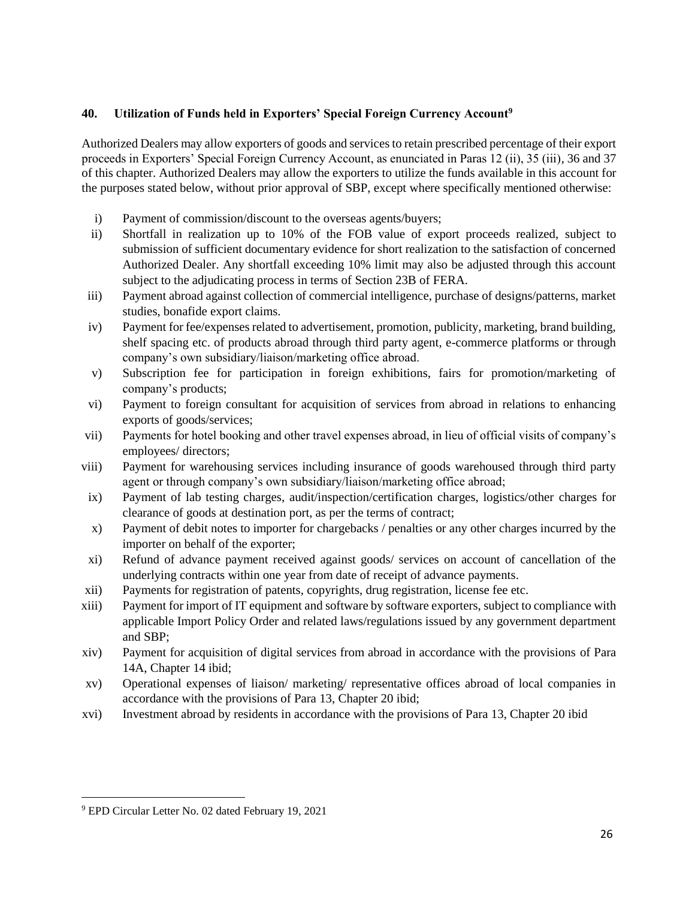### 40. Utilization of Funds held in Exporters' Special Foreign Currency Account[9]

Authorized Dealers may allow exporters of goods and services to retain prescribed percentage of their export proceeds in Exporters' Special Foreign Currency Account, as enunciated in Paras 12 (ii), 35 (iii), 36 and 37 of this chapter. Authorized Dealers may allow the exporters to utilize the funds available in this account for the purposes stated below, without prior approval of SBP, except where specifically mentioned otherwise:

i) Payment of commission/discount to the overseas agents/buyers;

ii) Shortfall in realization up to 10% of the FOB value of export proceeds realized, subject to submission of sufficient documentary evidence for short realization to the satisfaction of concerned Authorized Dealer. Any shortfall exceeding 10% limit may also be adjusted through this account subject to the adjudicating process in terms of Section 23B of FERA.

iii) Payment abroad against collection of commercial intelligence, purchase of designs/patterns, market studies, bonafide export claims.

iv) Payment for fee/expenses related to advertisement, promotion, publicity, marketing, brand building, shelf spacing etc. of products abroad through third party agent, e-commerce platforms or through company's own subsidiary/liaison/marketing office abroad.

v) Subscription fee for participation in foreign exhibitions, fairs for promotion/marketing of company's products;

vi) Payment to foreign consultant for acquisition of services from abroad in relations to enhancing exports of goods/services;

vii) Payments for hotel booking and other travel expenses abroad, in lieu of official visits of company's employees/ directors;

viii) Payment for warehousing services including insurance of goods warehoused through third party agent or through company's own subsidiary/liaison/marketing office abroad;

ix) Payment of lab testing charges, audit/inspection/certification charges, logistics/other charges for clearance of goods at destination port, as per the terms of contract;

x) Payment of debit notes to importer for chargebacks / penalties or any other charges incurred by the importer on behalf of the exporter;

xi) Refund of advance payment received against goods/ services on account of cancellation of the underlying contracts within one year from date of receipt of advance payments.

xii) Payments for registration of patents, copyrights, drug registration, license fee etc.

xiii) Payment for import of IT equipment and software by software exporters, subject to compliance with applicable Import Policy Order and related laws/regulations issued by any government department and SBP;

xiv) Payment for acquisition of digital services from abroad in accordance with the provisions of Para 14A, Chapter 14 ibid;

xv) Operational expenses of liaison/ marketing/ representative offices abroad of local companies in accordance with the provisions of Para 13, Chapter 20 ibid;

xvi) Investment abroad by residents in accordance with the provisions of Para 13, Chapter 20 ibid

---

[9] EPD Circular Letter No. 02 dated February 19, 2021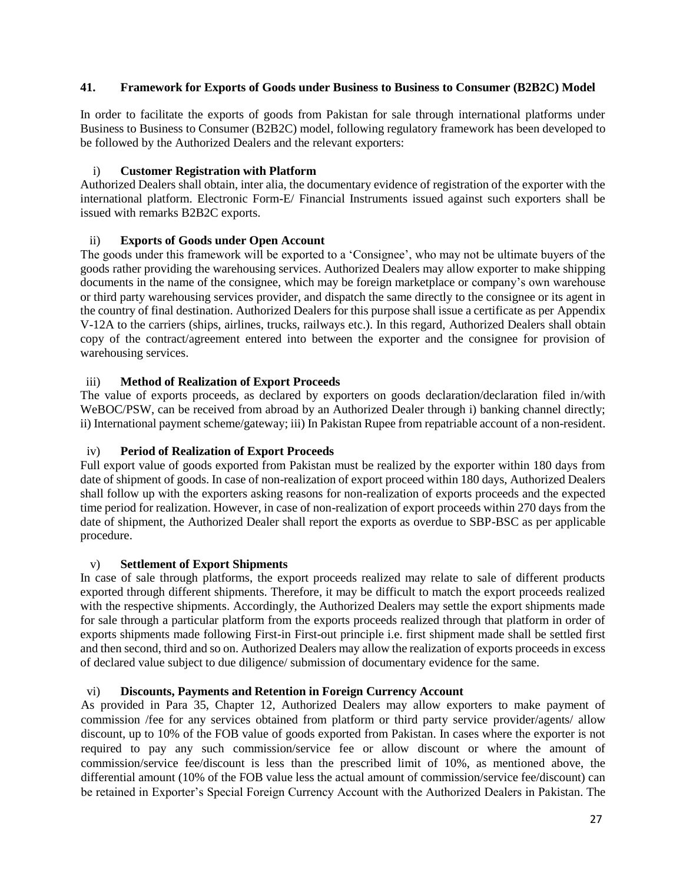### 41. Framework for Exports of Goods under Business to Business to Consumer (B2B2C) Model

In order to facilitate the exports of goods from Pakistan for sale through international platforms under Business to Business to Consumer (B2B2C) model, following regulatory framework has been developed to be followed by the Authorized Dealers and the relevant exporters:

i) **Customer Registration with Platform**

Authorized Dealers shall obtain, inter alia, the documentary evidence of registration of the exporter with the international platform. Electronic Form-E/ Financial Instruments issued against such exporters shall be issued with remarks B2B2C exports.

ii) **Exports of Goods under Open Account**

The goods under this framework will be exported to a 'Consignee', who may not be ultimate buyers of the goods rather providing the warehousing services. Authorized Dealers may allow exporter to make shipping documents in the name of the consignee, which may be foreign marketplace or company's own warehouse or third party warehousing services provider, and dispatch the same directly to the consignee or its agent in the country of final destination. Authorized Dealers for this purpose shall issue a certificate as per Appendix V-12A to the carriers (ships, airlines, trucks, railways etc.). In this regard, Authorized Dealers shall obtain copy of the contract/agreement entered into between the exporter and the consignee for provision of warehousing services.

iii) **Method of Realization of Export Proceeds**

The value of exports proceeds, as declared by exporters on goods declaration/declaration filed in/with WeBOC/PSW, can be received from abroad by an Authorized Dealer through i) banking channel directly; ii) International payment scheme/gateway; iii) In Pakistan Rupee from repatriable account of a non-resident.

iv) **Period of Realization of Export Proceeds**

Full export value of goods exported from Pakistan must be realized by the exporter within 180 days from date of shipment of goods. In case of non-realization of export proceed within 180 days, Authorized Dealers shall follow up with the exporters asking reasons for non-realization of exports proceeds and the expected time period for realization. However, in case of non-realization of export proceeds within 270 days from the date of shipment, the Authorized Dealer shall report the exports as overdue to SBP-BSC as per applicable procedure.

v) **Settlement of Export Shipments**

In case of sale through platforms, the export proceeds realized may relate to sale of different products exported through different shipments. Therefore, it may be difficult to match the export proceeds realized with the respective shipments. Accordingly, the Authorized Dealers may settle the export shipments made for sale through a particular platform from the exports proceeds realized through that platform in order of exports shipments made following First-in First-out principle i.e. first shipment made shall be settled first and then second, third and so on. Authorized Dealers may allow the realization of exports proceeds in excess of declared value subject to due diligence/ submission of documentary evidence for the same.

vi) **Discounts, Payments and Retention in Foreign Currency Account**

As provided in Para 35, Chapter 12, Authorized Dealers may allow exporters to make payment of commission /fee for any services obtained from platform or third party service provider/agents/ allow discount, up to 10% of the FOB value of goods exported from Pakistan. In cases where the exporter is not required to pay any such commission/service fee or allow discount or where the amount of commission/service fee/discount is less than the prescribed limit of 10%, as mentioned above, the differential amount (10% of the FOB value less the actual amount of commission/service fee/discount) can be retained in Exporter's Special Foreign Currency Account with the Authorized Dealers in Pakistan. The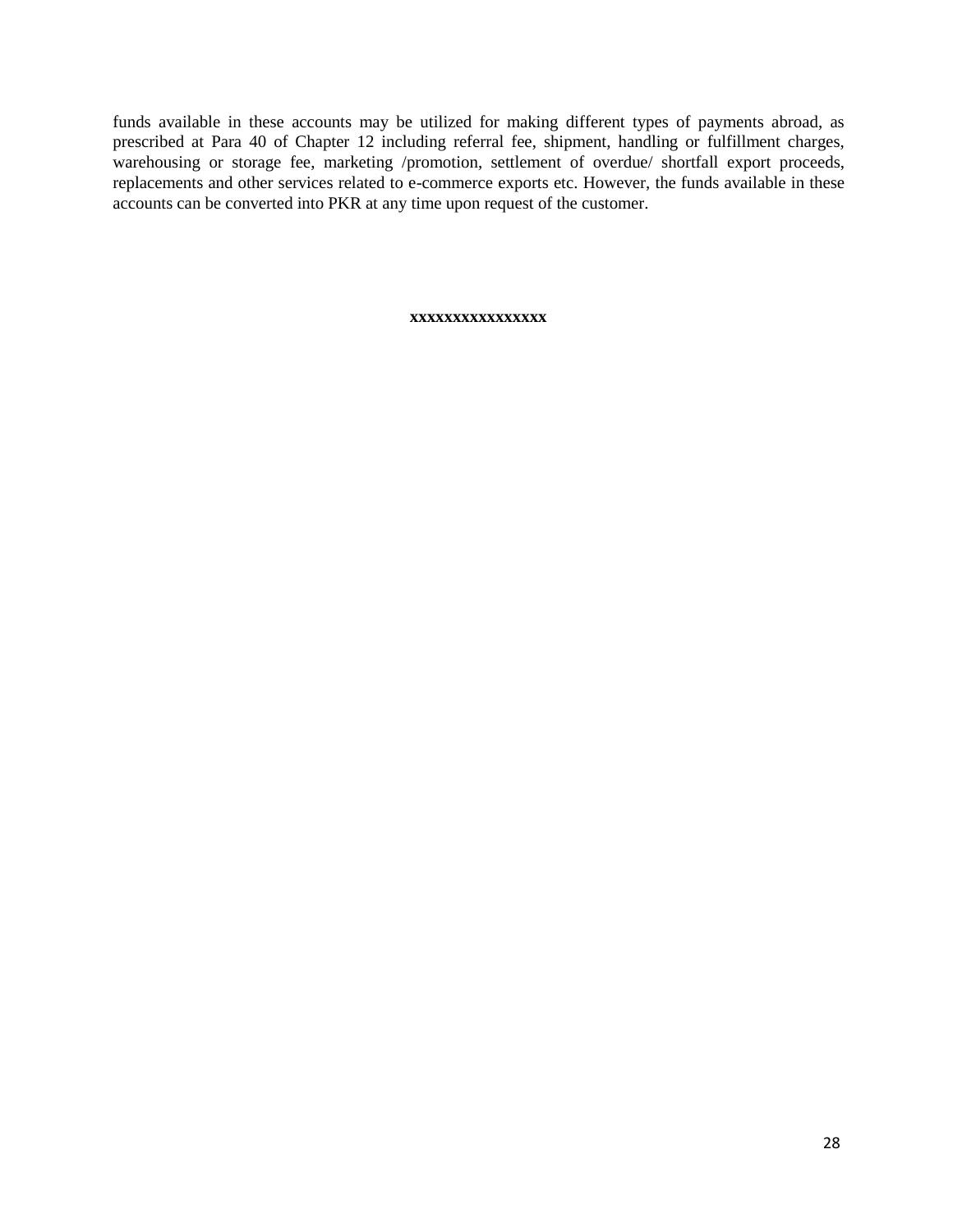funds available in these accounts may be utilized for making different types of payments abroad, as prescribed at Para 40 of Chapter 12 including referral fee, shipment, handling or fulfillment charges, warehousing or storage fee, marketing /promotion, settlement of overdue/ shortfall export proceeds, replacements and other services related to e-commerce exports etc. However, the funds available in these accounts can be converted into PKR at any time upon request of the customer.

**xxxxxxxxxxxxxxxx**